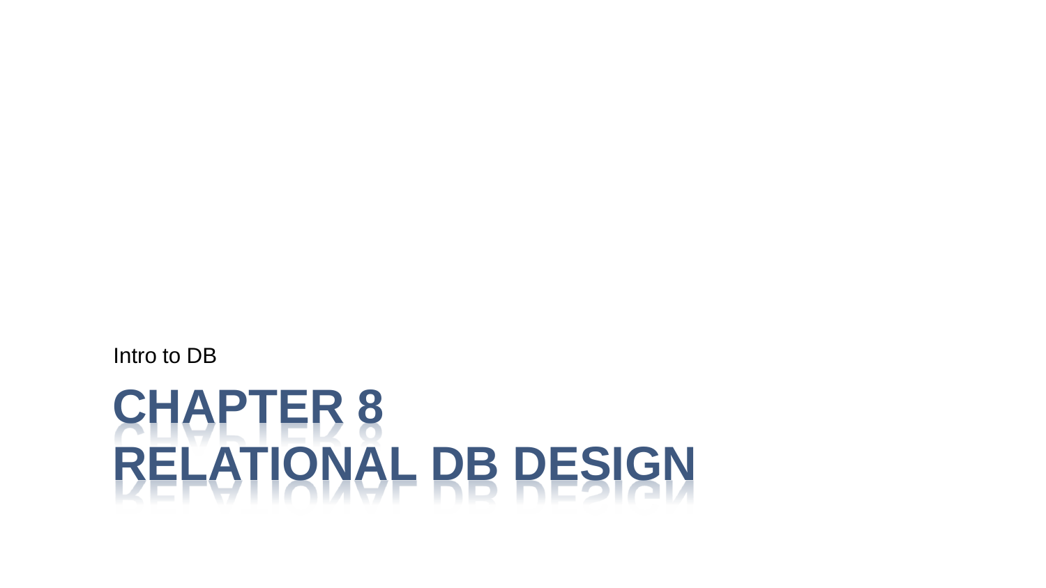Intro to DB

# CHAPTER 8
# RELATIONAL DB DESIGN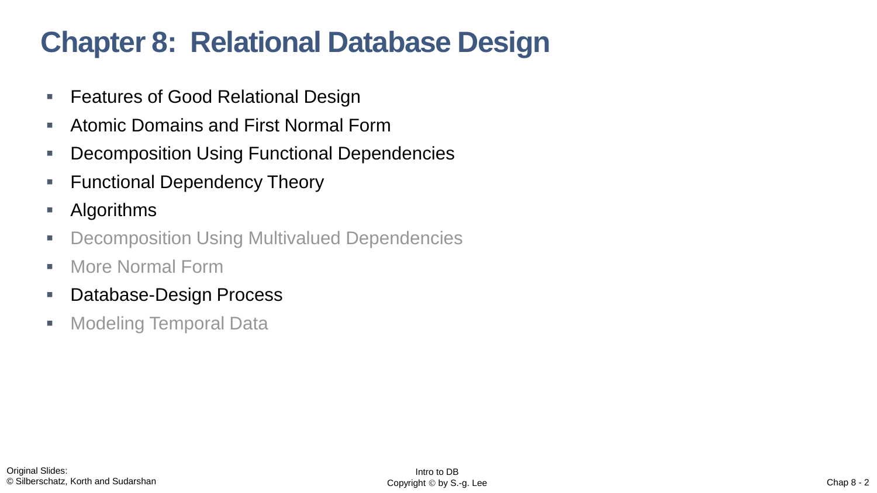# Chapter 8: Relational Database Design

- Features of Good Relational Design
- Atomic Domains and First Normal Form
- Decomposition Using Functional Dependencies
- Functional Dependency Theory
- Algorithms
- Decomposition Using Multivalued Dependencies
- More Normal Form
- Database-Design Process
- Modeling Temporal Data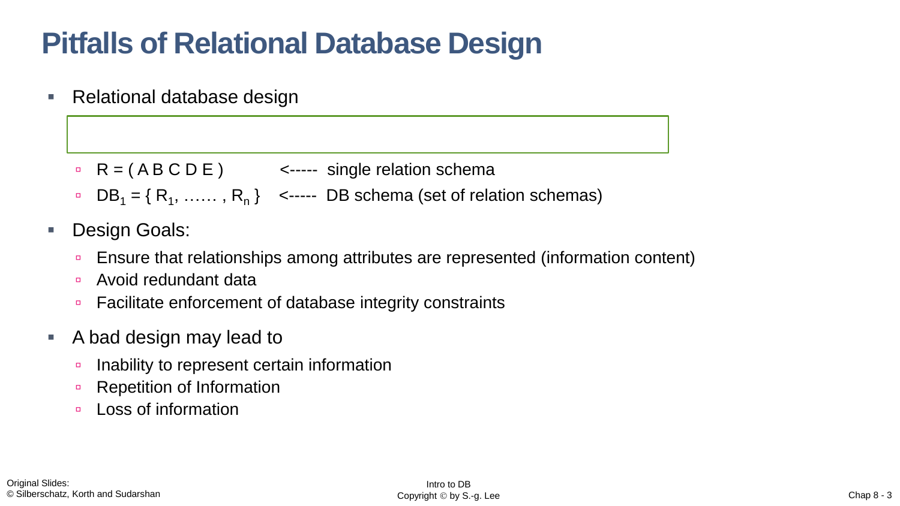# Pitfalls of Relational Database Design

- Relational database design
  - R = ( A B C D E ) <----- single relation schema
  - $DB_1 = \{ R_1, \ldots\ldots , R_n \}$ <----- DB schema (set of relation schemas)
- Design Goals:
  - Ensure that relationships among attributes are represented (information content)
  - Avoid redundant data
  - Facilitate enforcement of database integrity constraints
- A bad design may lead to
  - Inability to represent certain information
  - Repetition of Information
  - Loss of information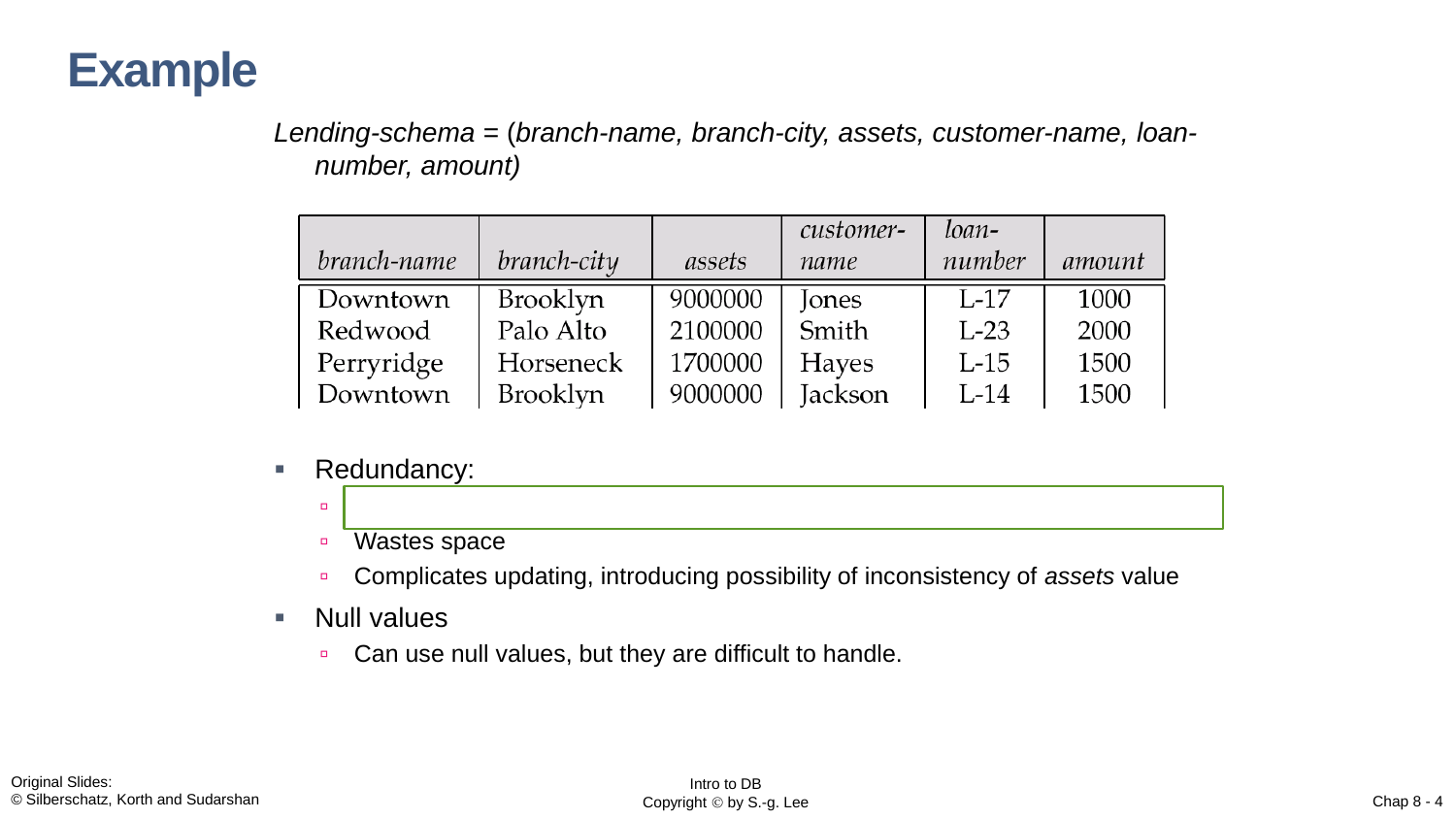# Example

*Lending-schema* = (*branch-name, branch-city, assets, customer-name, loan-number, amount)*

| *branch-name* | *branch-city* | *assets* | *customer-name* | *loan-number* | *amount* |
|---|---|---|---|---|---|
| Downtown | Brooklyn | 9000000 | Jones | L-17 | 1000 |
| Redwood | Palo Alto | 2100000 | Smith | L-23 | 2000 |
| Perryridge | Horseneck | 1700000 | Hayes | L-15 | 1500 |
| Downtown | Brooklyn | 9000000 | Jackson | L-14 | 1500 |

- Redundancy:
  -  
  - Wastes space
  - Complicates updating, introducing possibility of inconsistency of *assets* value
- Null values
  - Can use null values, but they are difficult to handle.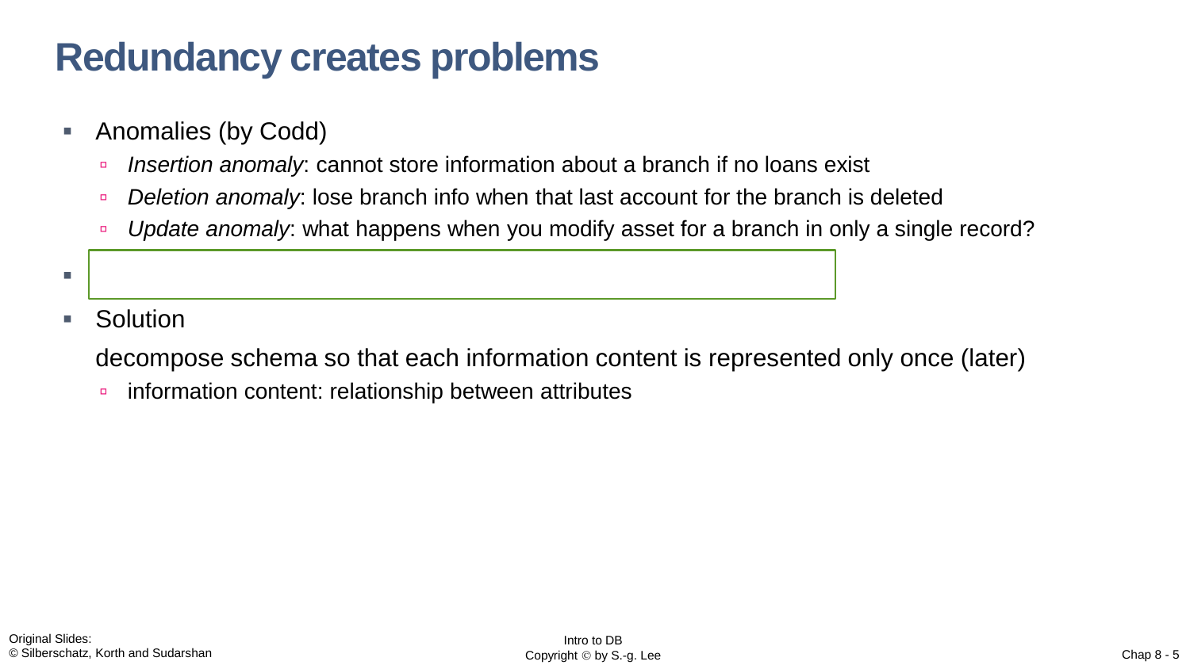# Redundancy creates problems

- Anomalies (by Codd)
  - *Insertion anomaly*: cannot store information about a branch if no loans exist
  - *Deletion anomaly*: lose branch info when that last account for the branch is deleted
  - *Update anomaly*: what happens when you modify asset for a branch in only a single record?
- 
- Solution

  decompose schema so that each information content is represented only once (later)

  - information content: relationship between attributes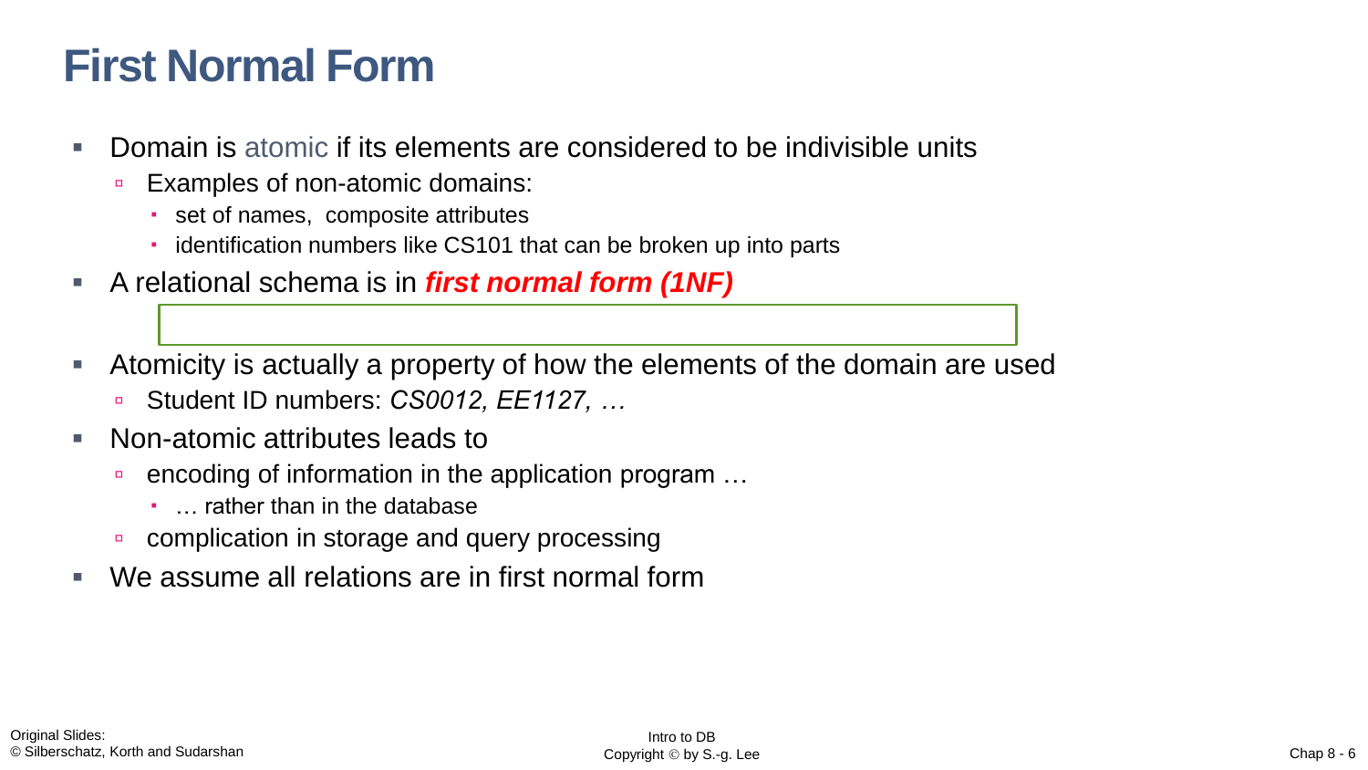# First Normal Form

- Domain is atomic if its elements are considered to be indivisible units
  - Examples of non-atomic domains:
    - set of names, composite attributes
    - identification numbers like CS101 that can be broken up into parts
- A relational schema is in ***first normal form (1NF)***
- Atomicity is actually a property of how the elements of the domain are used
  - Student ID numbers: *CS0012, EE1127, …*
- Non-atomic attributes leads to
  - encoding of information in the application program …
    - … rather than in the database
  - complication in storage and query processing
- We assume all relations are in first normal form

Original Slides:
© Silberschatz, Korth and Sudarshan

Intro to DB
Copyright © by S.-g. Lee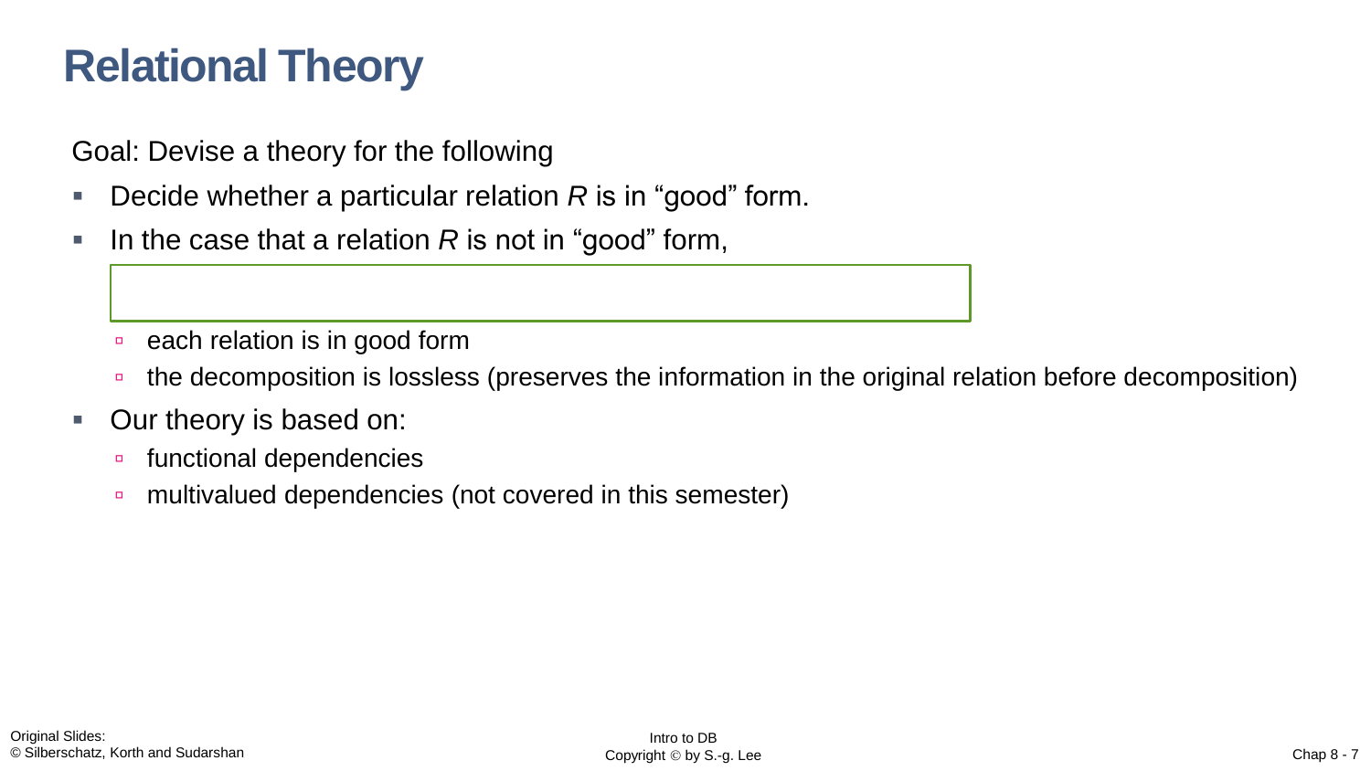# Relational Theory

Goal: Devise a theory for the following

- Decide whether a particular relation *R* is in "good" form.
- In the case that a relation *R* is not in "good" form,
  - each relation is in good form
  - the decomposition is lossless (preserves the information in the original relation before decomposition)
- Our theory is based on:
  - functional dependencies
  - multivalued dependencies (not covered in this semester)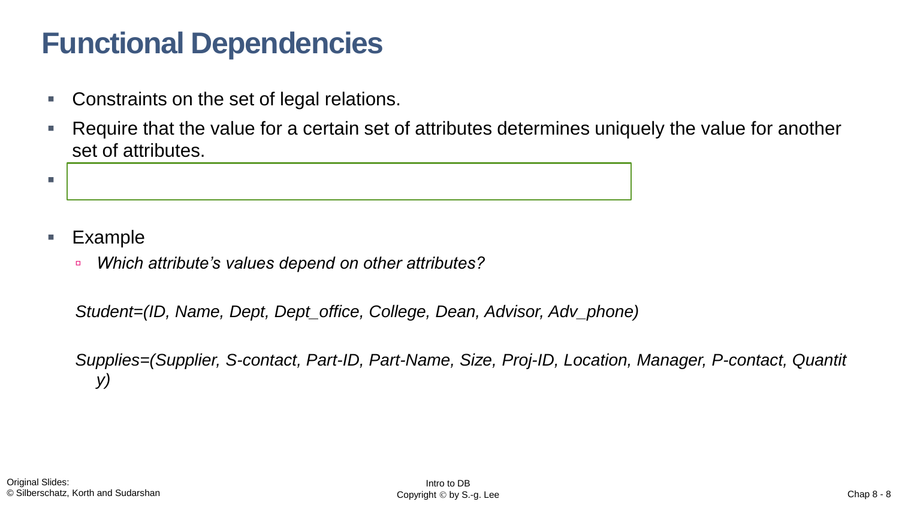# Functional Dependencies

- Constraints on the set of legal relations.
- Require that the value for a certain set of attributes determines uniquely the value for another set of attributes.
- 
- Example
  - *Which attribute's values depend on other attributes?*

*Student=(ID, Name, Dept, Dept_office, College, Dean, Advisor, Adv_phone)*

*Supplies=(Supplier, S-contact, Part-ID, Part-Name, Size, Proj-ID, Location, Manager, P-contact, Quantity)*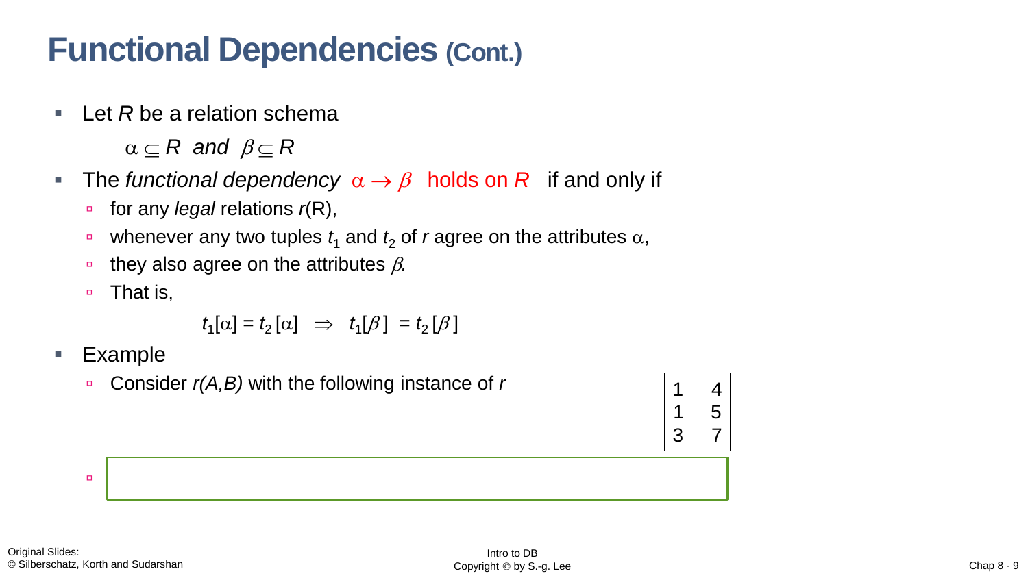# Functional Dependencies (Cont.)

- Let *R* be a relation schema

  $\alpha \subseteq R$ *and* $\beta \subseteq R$

- The *functional dependency* $\alpha \rightarrow \beta$ holds on *R* if and only if
  - for any *legal* relations *r*(R),
  - whenever any two tuples $t_1$ and $t_2$ of *r* agree on the attributes $\alpha$,
  - they also agree on the attributes $\beta$.
  - That is,

    $$t_1[\alpha] = t_2[\alpha] \;\Rightarrow\; t_1[\beta] = t_2[\beta]$$

- Example
  - Consider *r(A,B)* with the following instance of *r*

| | |
|---|---|
| 1 | 4 |
| 1 | 5 |
| 3 | 7 |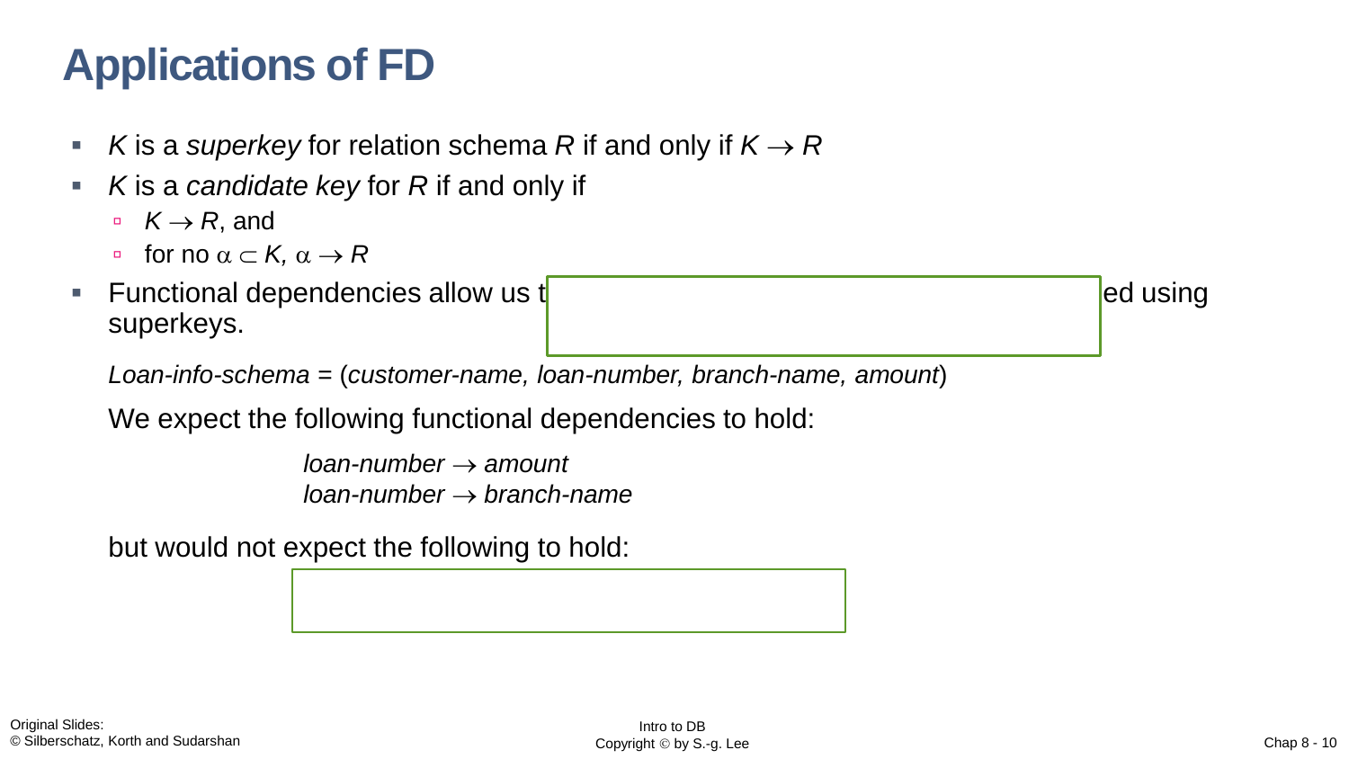# Applications of FD

- $K$ is a *superkey* for relation schema $R$ if and only if $K \rightarrow R$
- $K$ is a *candidate key* for $R$ if and only if
  - $K \rightarrow R$, and
  - for no $\alpha \subset K$, $\alpha \rightarrow R$
- Functional dependencies allow us t ed using superkeys.

  *Loan-info-schema* = (*customer-name, loan-number, branch-name, amount*)

  We expect the following functional dependencies to hold:

  *loan-number* $\rightarrow$ *amount*
  *loan-number* $\rightarrow$ *branch-name*

  but would not expect the following to hold: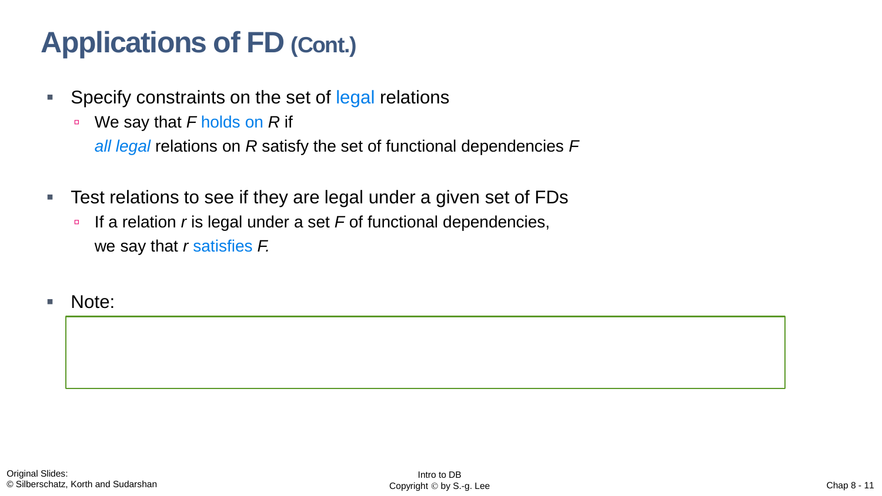# Applications of FD (Cont.)

- Specify constraints on the set of legal relations
  - We say that *F* holds on *R* if *all legal* relations on *R* satisfy the set of functional dependencies *F*
- Test relations to see if they are legal under a given set of FDs
  - If a relation *r* is legal under a set *F* of functional dependencies, we say that *r* satisfies *F.*
- Note: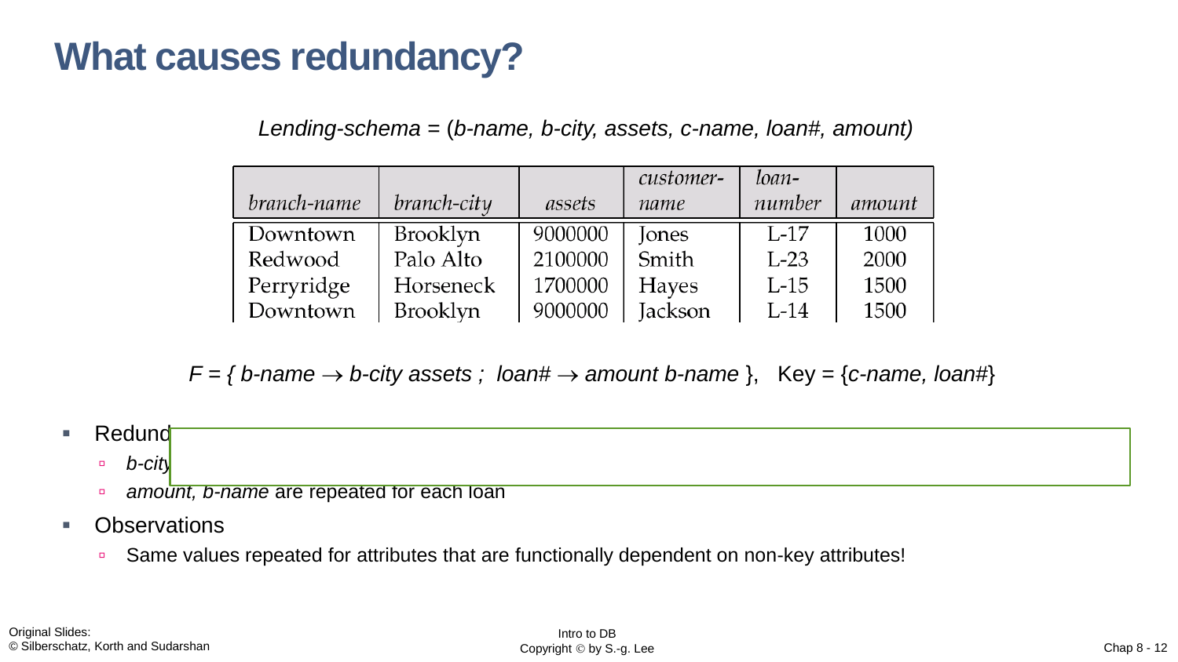# What causes redundancy?

*Lending-schema* = (*b-name, b-city, assets, c-name, loan#, amount)*

| *branch-name* | *branch-city* | *assets* | *customer-name* | *loan-number* | *amount* |
|---|---|---|---|---|---|
| Downtown | Brooklyn | 9000000 | Jones | L-17 | 1000 |
| Redwood | Palo Alto | 2100000 | Smith | L-23 | 2000 |
| Perryridge | Horseneck | 1700000 | Hayes | L-15 | 1500 |
| Downtown | Brooklyn | 9000000 | Jackson | L-14 | 1500 |

*F* = { *b-name* $\rightarrow$ *b-city assets* ; *loan#* $\rightarrow$ *amount b-name* }, Key = {*c-name, loan#*}

- Redund
  - *b-city*
  - *amount, b-name* are repeated for each loan
- Observations
  - Same values repeated for attributes that are functionally dependent on non-key attributes!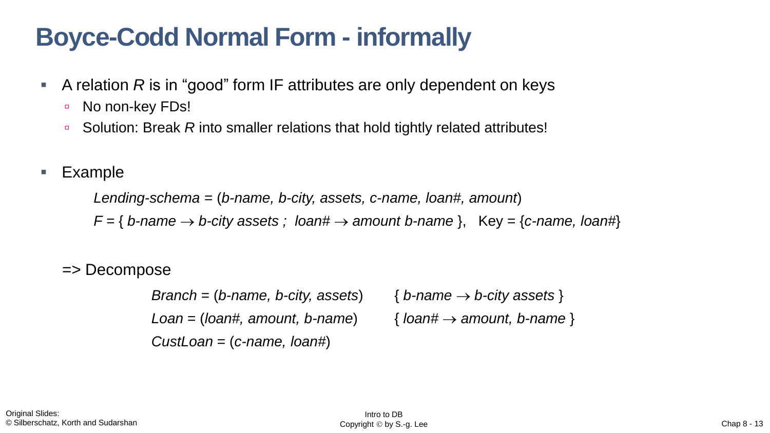# Boyce-Codd Normal Form - informally

- A relation *R* is in "good" form IF attributes are only dependent on keys
  - No non-key FDs!
  - Solution: Break *R* into smaller relations that hold tightly related attributes!

- Example

  *Lending-schema* = (*b-name, b-city, assets, c-name, loan#, amount*)

  *F* = { *b-name* → *b-city assets ; loan#* → *amount b-name* }, Key = {*c-name, loan#*}

=> Decompose

*Branch* = (*b-name, b-city, assets*) { *b-name* → *b-city assets* }

*Loan* = (*loan#, amount, b-name*) { *loan#* → *amount, b-name* }

*CustLoan* = (*c-name, loan#*)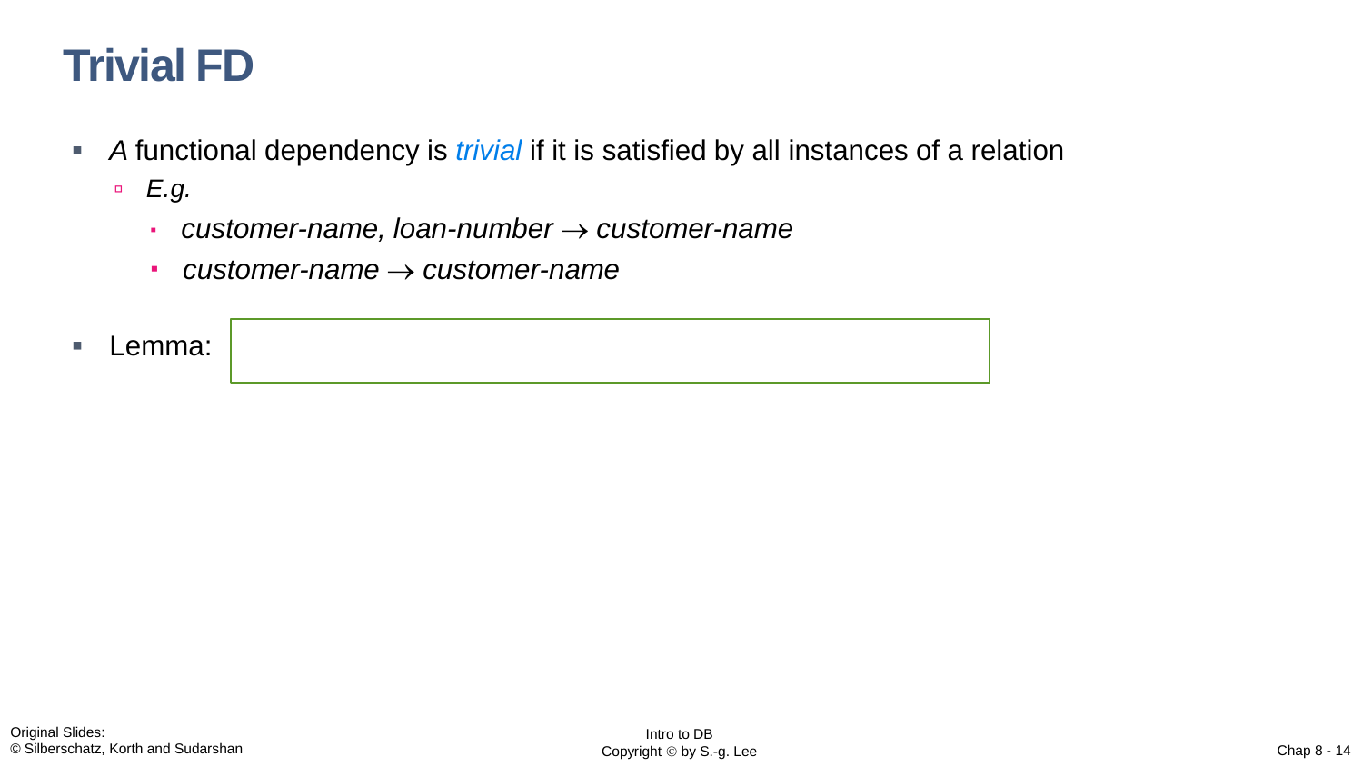# Trivial FD

- *A* functional dependency is *trivial* if it is satisfied by all instances of a relation
  - *E.g.*
    - *customer-name, loan-number* $\rightarrow$ *customer-name*
    - *customer-name* $\rightarrow$ *customer-name*
- Lemma: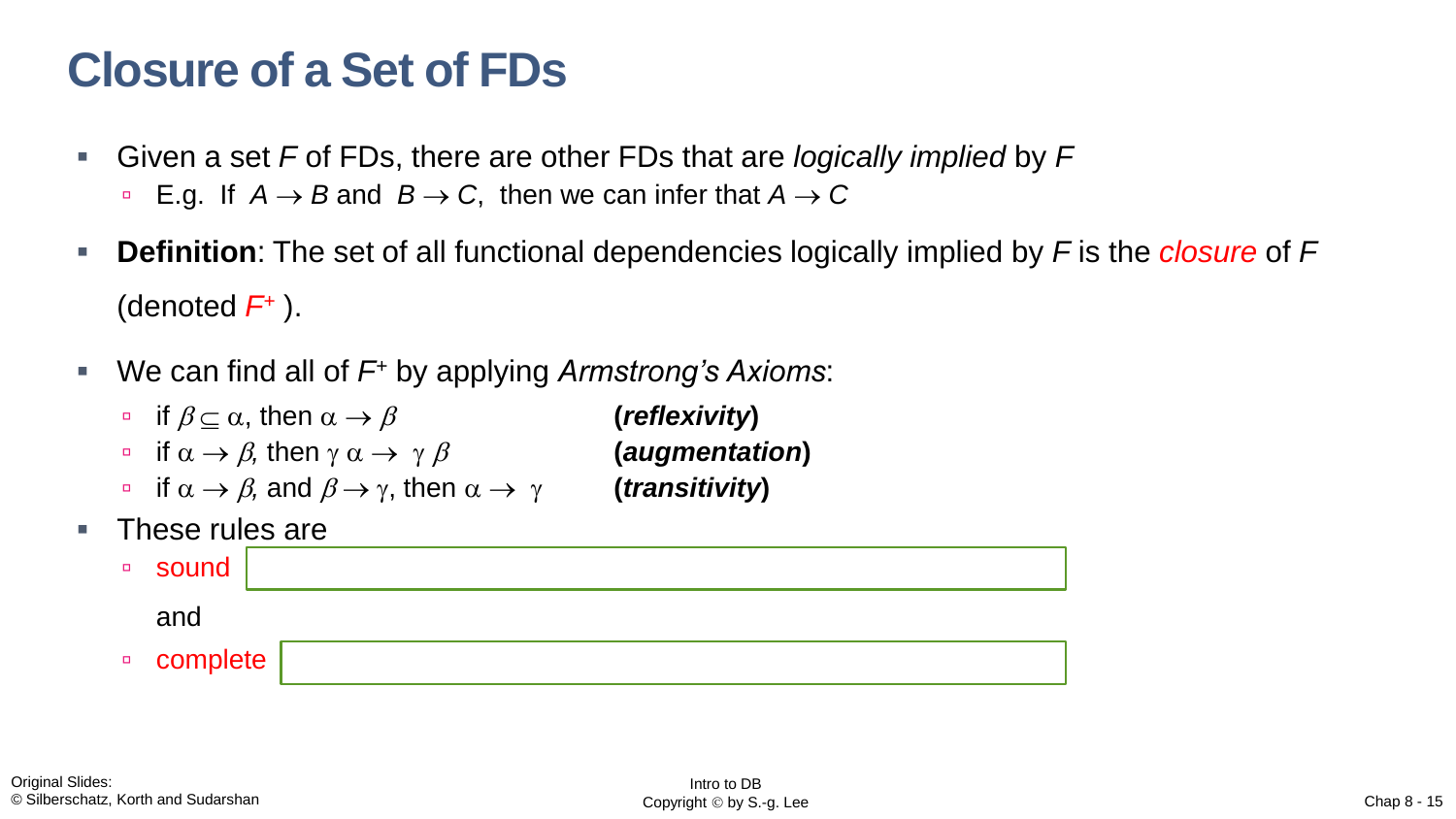# Closure of a Set of FDs

- Given a set *F* of FDs, there are other FDs that are *logically implied* by *F*
  - E.g. If $A \rightarrow B$ and $B \rightarrow C$, then we can infer that $A \rightarrow C$
- **Definition**: The set of all functional dependencies logically implied by *F* is the *closure* of *F* (denoted $F^+$ ).
- We can find all of $F^+$ by applying *Armstrong's Axioms*:
  - if $\beta \subseteq \alpha$, then $\alpha \rightarrow \beta$ **(*reflexivity*)**
  - if $\alpha \rightarrow \beta$, then $\gamma \alpha \rightarrow \gamma \beta$ **(*augmentation*)**
  - if $\alpha \rightarrow \beta$, and $\beta \rightarrow \gamma$, then $\alpha \rightarrow \gamma$ **(*transitivity*)**
- These rules are
  - sound

    and
  - complete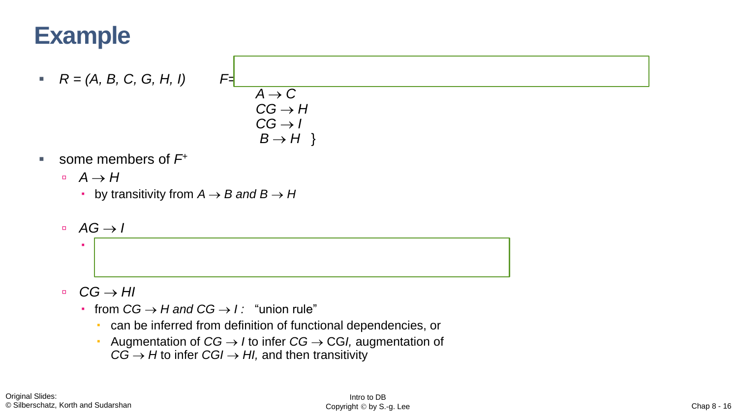# Example

- $R = (A, B, C, G, H, I)$ $F = \{$
  - $A \rightarrow C$
  - $CG \rightarrow H$
  - $CG \rightarrow I$
  - $B \rightarrow H$ $\}$
- some members of $F^+$
  - $A \rightarrow H$
    - by transitivity from $A \rightarrow B$ *and* $B \rightarrow H$
  - $AG \rightarrow I$
    - 
  - $CG \rightarrow HI$
    - from $CG \rightarrow H$ *and* $CG \rightarrow I$ *:* "union rule"
      - can be inferred from definition of functional dependencies, or
      - Augmentation of $CG \rightarrow I$ to infer $CG \rightarrow CGI$, augmentation of $CG \rightarrow H$ to infer $CGI \rightarrow HI$, and then transitivity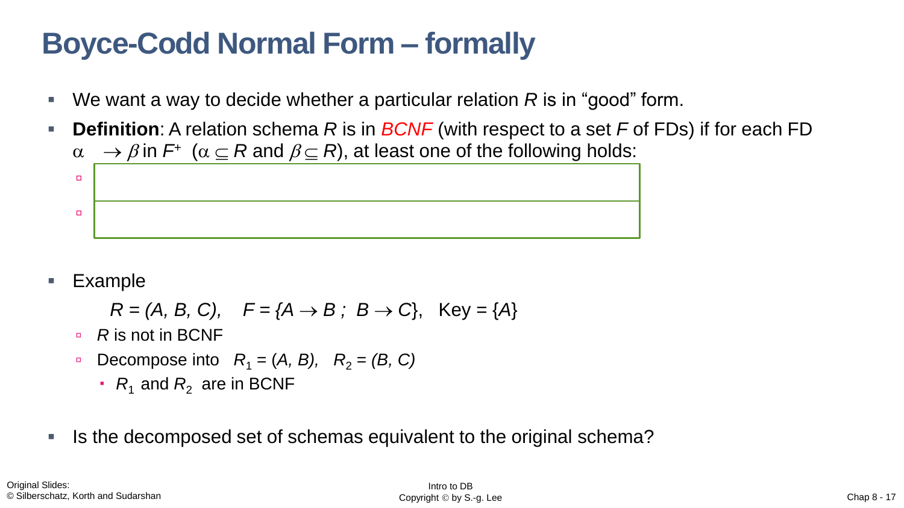# Boyce-Codd Normal Form – formally

- We want a way to decide whether a particular relation *R* is in "good" form.
- **Definition**: A relation schema *R* is in *BCNF* (with respect to a set *F* of FDs) if for each FD $\alpha \rightarrow \beta$ in $F^+$ ($\alpha \subseteq R$ and $\beta \subseteq R$), at least one of the following holds:
  -
  -
- Example

  $R = (A, B, C), \quad F = \{A \rightarrow B\ ;\ B \rightarrow C\}, \quad \text{Key} = \{A\}$

  - *R* is not in BCNF
  - Decompose into $R_1 = (A, B), \quad R_2 = (B, C)$
    - $R_1$ and $R_2$ are in BCNF
- Is the decomposed set of schemas equivalent to the original schema?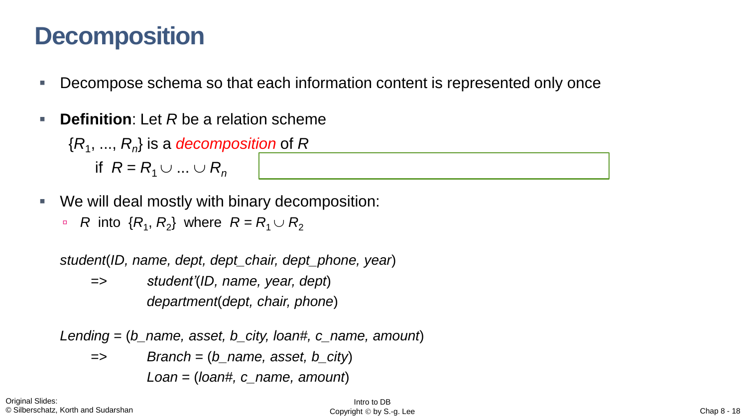# Decomposition

- Decompose schema so that each information content is represented only once
- **Definition**: Let $R$ be a relation scheme

  $\{R_1, ..., R_n\}$ is a *decomposition* of $R$

  if $R = R_1 \cup ... \cup R_n$

- We will deal mostly with binary decomposition:
  - $R$ into $\{R_1, R_2\}$ where $R = R_1 \cup R_2$

*student*(*ID, name, dept, dept_chair, dept_phone, year*)

=> *student'*(*ID, name, year, dept*)

*department*(*dept, chair, phone*)

*Lending* = (*b_name, asset, b_city, loan#, c_name, amount*)

=> *Branch* = (*b_name, asset, b_city*)

*Loan* = (*loan#, c_name, amount*)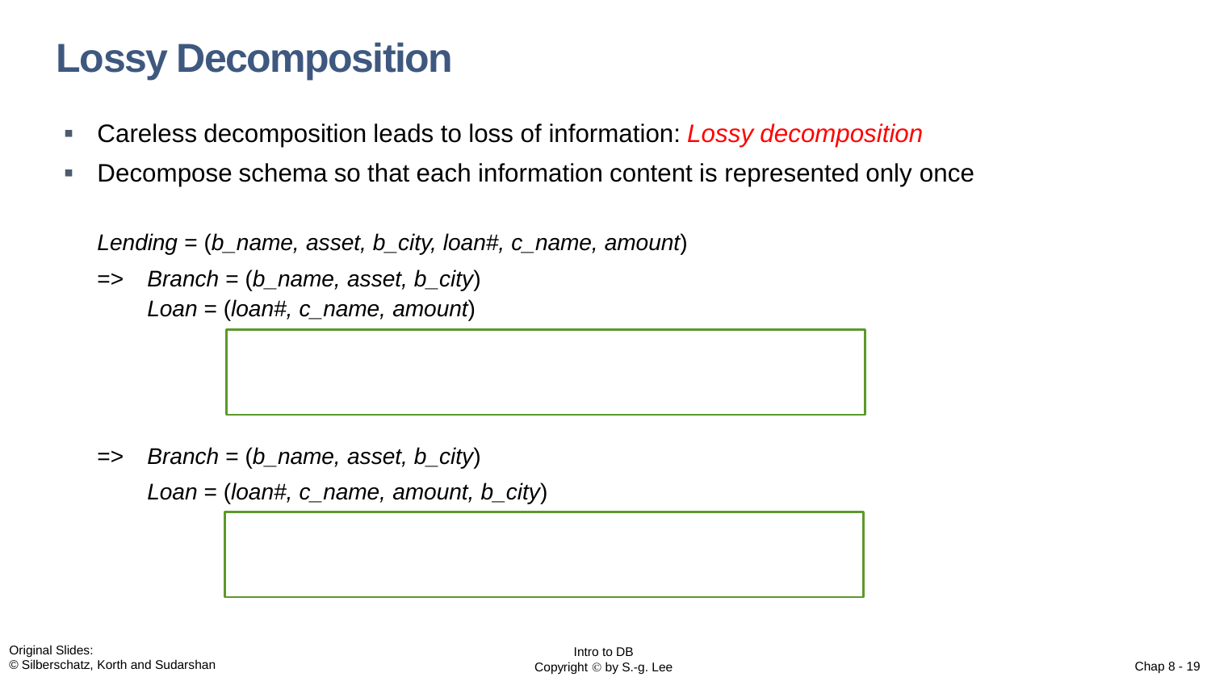# Lossy Decomposition

- Careless decomposition leads to loss of information: *Lossy decomposition*
- Decompose schema so that each information content is represented only once

*Lending* = (*b_name, asset, b_city, loan#, c_name, amount*)

=> *Branch* = (*b_name, asset, b_city*)
*Loan* = (*loan#, c_name, amount*)

=> *Branch* = (*b_name, asset, b_city*)
*Loan* = (*loan#, c_name, amount, b_city*)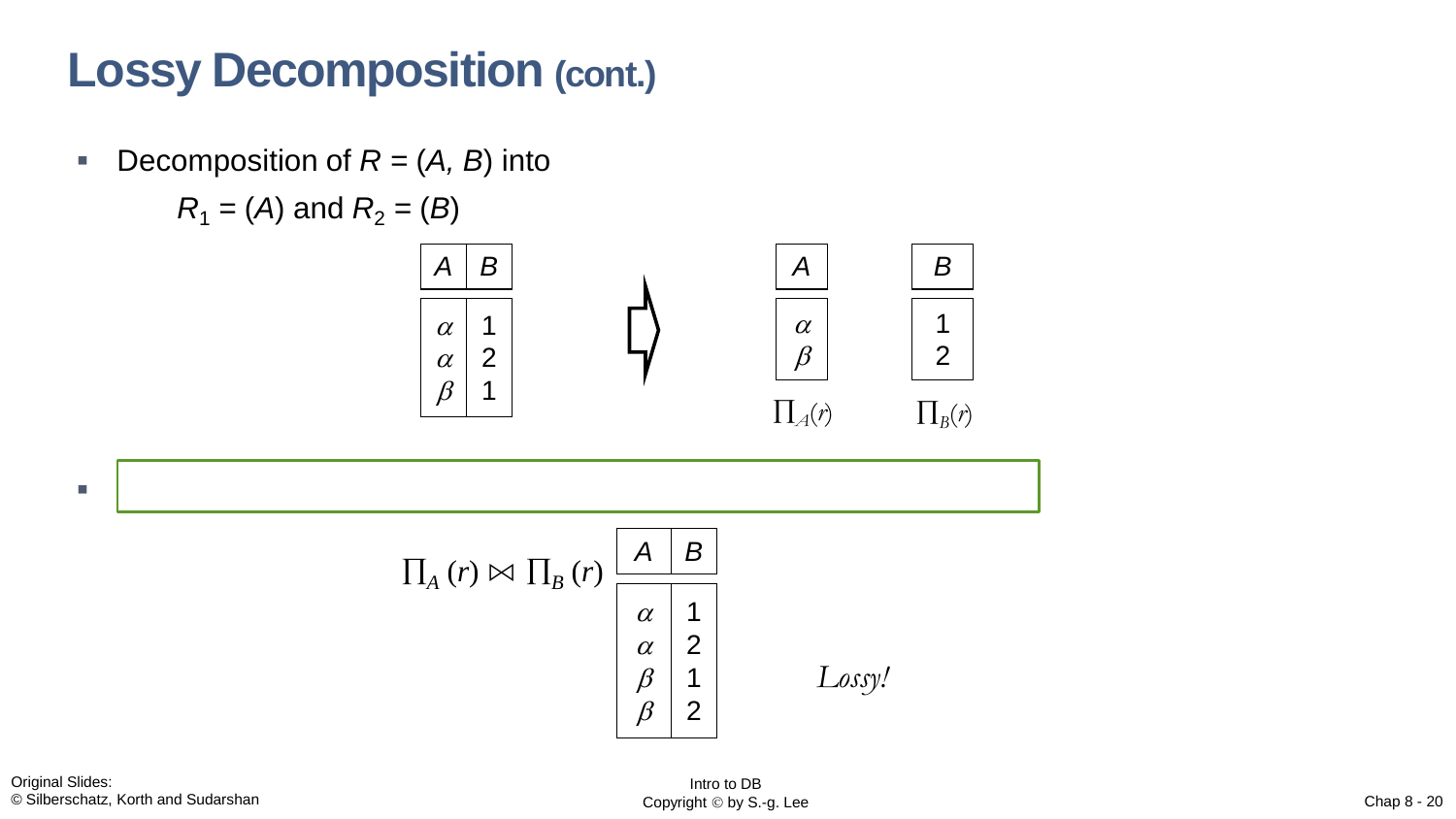# Lossy Decomposition (cont.)

- Decomposition of $R = (A, B)$ into

  $R_1 = (A)$ and $R_2 = (B)$

| $A$ | $B$ |
|---|---|
| $\alpha$ | 1 |
| $\alpha$ | 2 |
| $\beta$ | 1 |

⇨

| $A$ |
|---|
| $\alpha$ |
| $\beta$ |

$\prod_A(r)$

| $B$ |
|---|
| 1 |
| 2 |

$\prod_B(r)$

- 

$\prod_A (r) \bowtie \prod_B (r)$

| $A$ | $B$ |
|---|---|
| $\alpha$ | 1 |
| $\alpha$ | 2 |
| $\beta$ | 1 |
| $\beta$ | 2 |

*Lossy!*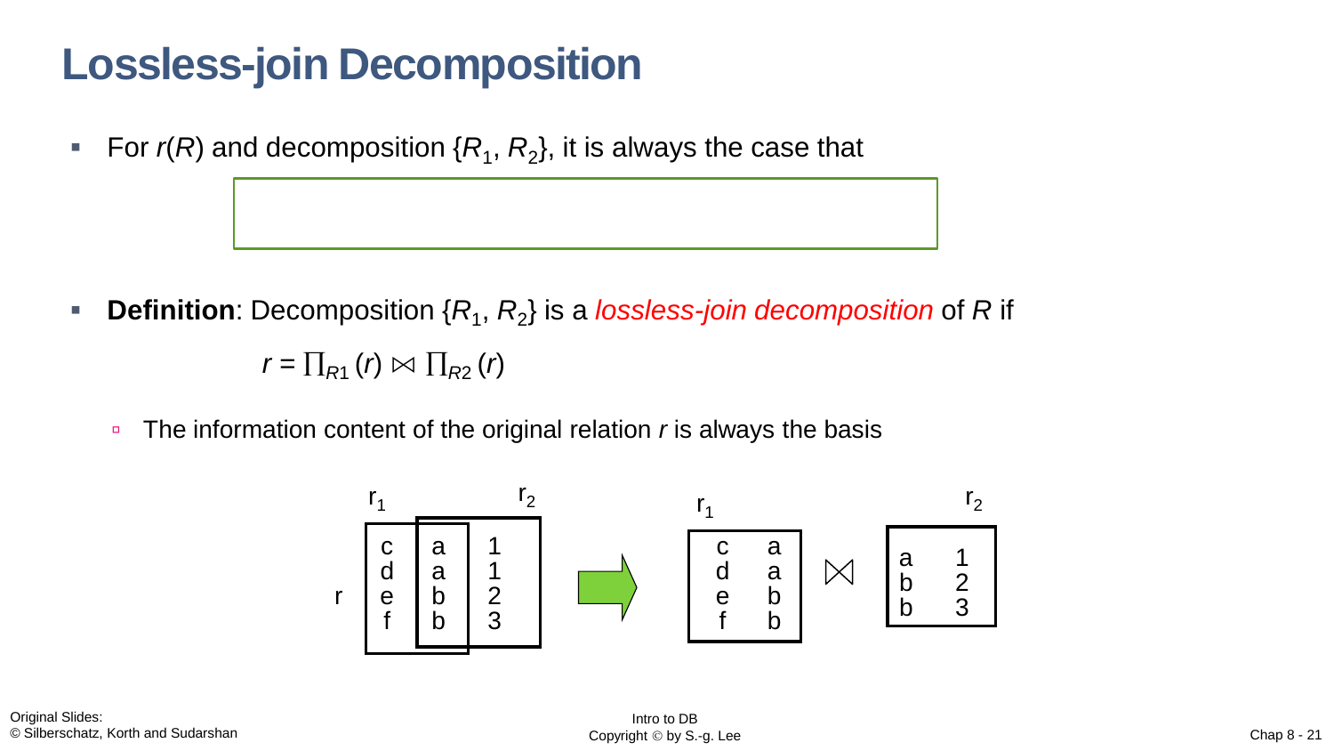# Lossless-join Decomposition

- For $r(R)$ and decomposition $\{R_1, R_2\}$, it is always the case that

- **Definition**: Decomposition $\{R_1, R_2\}$ is a *lossless-join decomposition* of $R$ if

$$r = \prod_{R1}(r) \bowtie \prod_{R2}(r)$$

  - The information content of the original relation $r$ is always the basis

$r$:

| | | |
|---|---|---|
| c | a | 1 |
| d | a | 1 |
| e | b | 2 |
| f | b | 3 |

$r_1$:

| | |
|---|---|
| c | a |
| d | a |
| e | b |
| f | b |

$\bowtie$

$r_2$:

| | |
|---|---|
| a | 1 |
| b | 2 |
| b | 3 |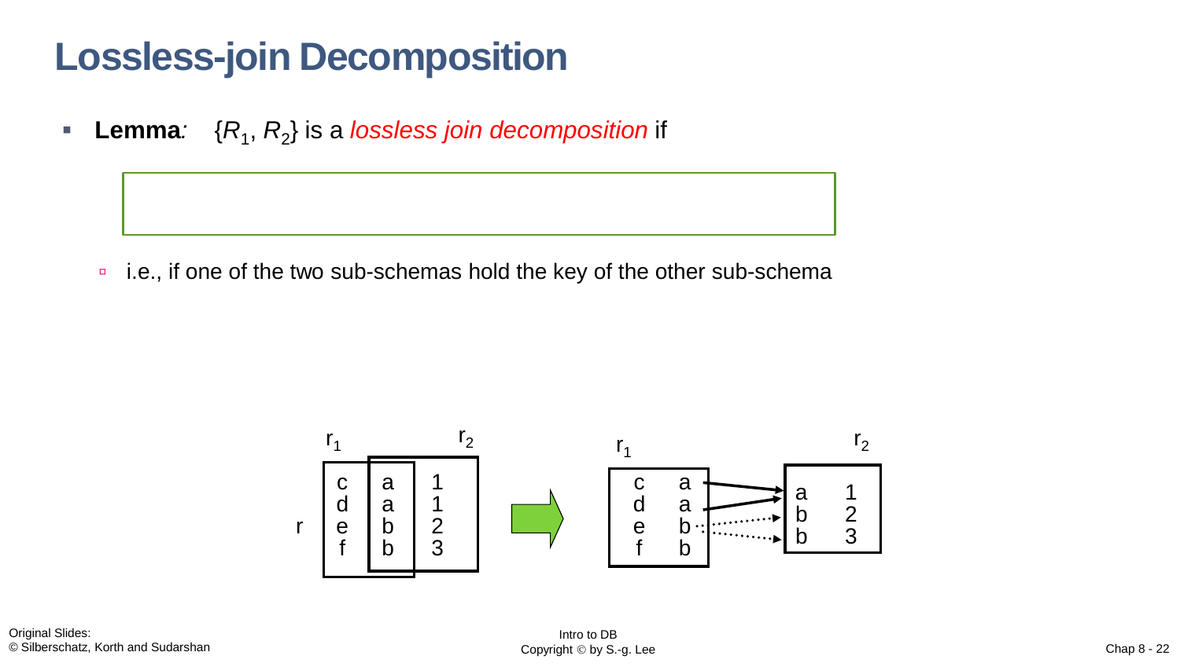# Lossless-join Decomposition

- **Lemma***:* $\{R_1, R_2\}$ is a *lossless join decomposition* if

  - i.e., if one of the two sub-schemas hold the key of the other sub-schema

$r_1$ (before decomposition, columns 1–2 of $r$) and $r_2$ (columns 2–3 of $r$):

| r | | |
|---|---|---|
| c | a | 1 |
| d | a | 1 |
| e | b | 2 |
| f | b | 3 |

After decomposition:

$r_1$

| | |
|---|---|
| c | a |
| d | a |
| e | b |
| f | b |

$r_2$

| | |
|---|---|
| a | 1 |
| b | 2 |
| b | 3 |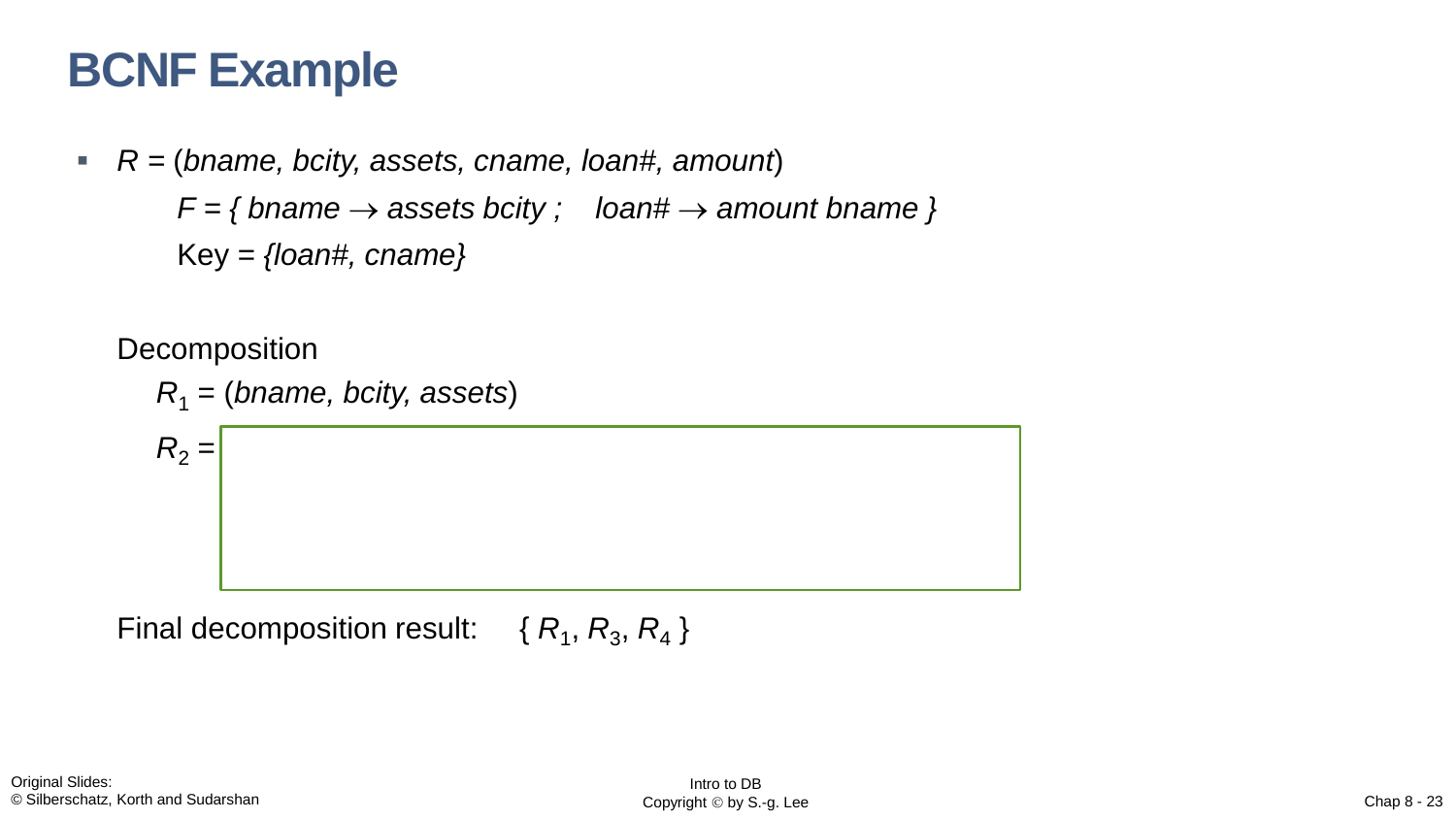# BCNF Example

- $R$ = (*bname, bcity, assets, cname, loan#, amount*)

  $F$ = { *bname* $\rightarrow$ *assets bcity* ; *loan#* $\rightarrow$ *amount bname* }

  Key = {*loan#, cname*}

  Decomposition

  $R_1$ = (*bname, bcity, assets*)

  $R_2$ =

  Final decomposition result: { $R_1$, $R_3$, $R_4$ }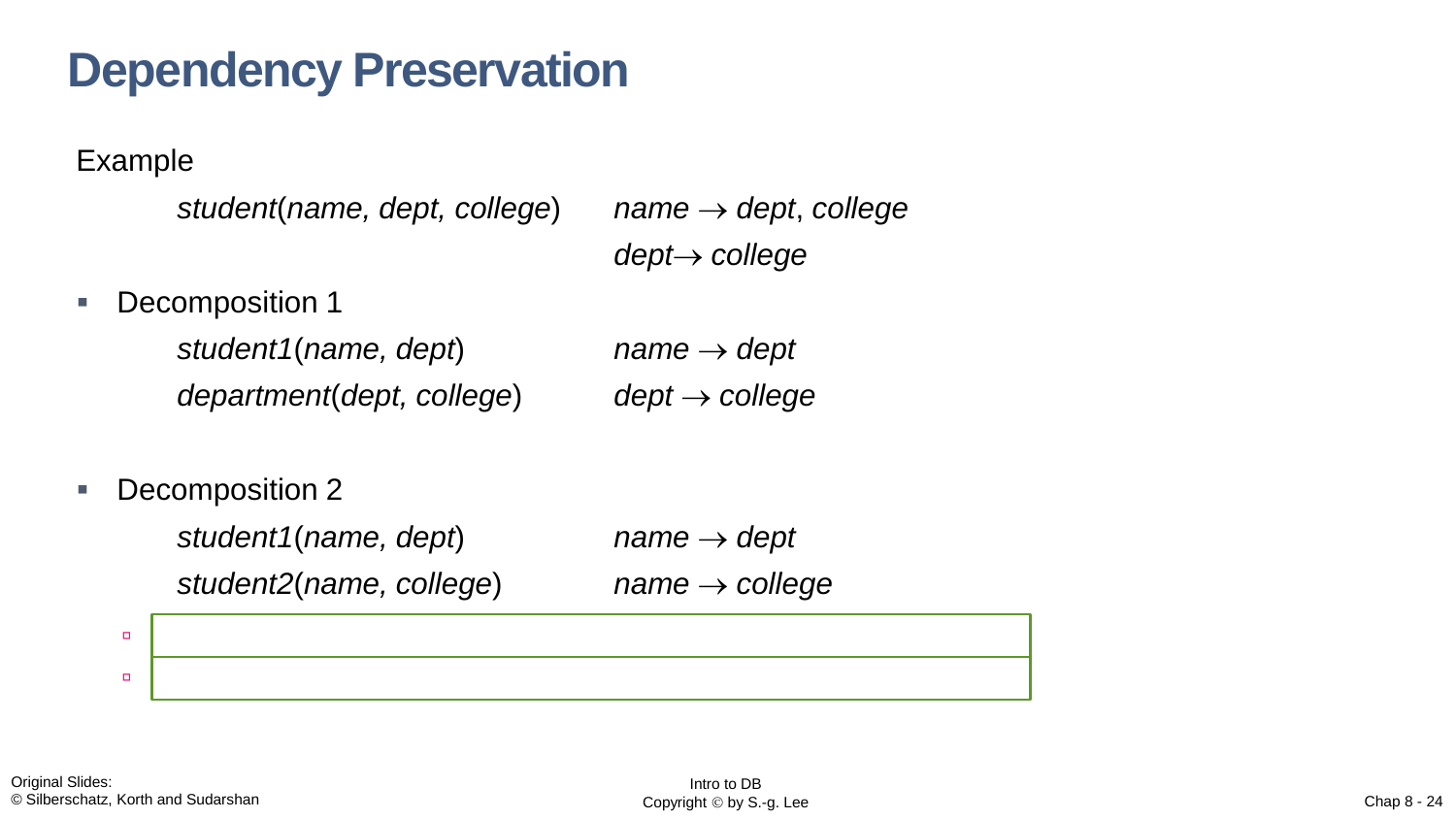# Dependency Preservation

Example

| | |
|---|---|
| *student*(*name, dept, college*) | *name* $\rightarrow$ *dept*, *college* |
| | *dept* $\rightarrow$ *college* |

- Decomposition 1

| | |
|---|---|
| *student1*(*name, dept*) | *name* $\rightarrow$ *dept* |
| *department*(*dept, college*) | *dept* $\rightarrow$ *college* |

- Decomposition 2

| | |
|---|---|
| *student1*(*name, dept*) | *name* $\rightarrow$ *dept* |
| *student2*(*name, college*) | *name* $\rightarrow$ *college* |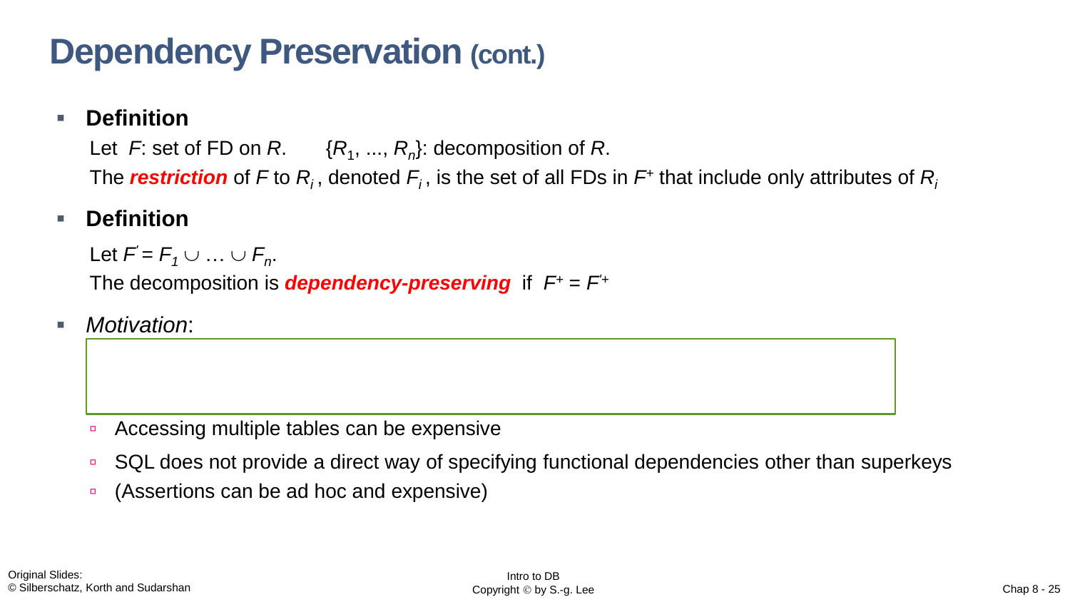# Dependency Preservation (cont.)

- **Definition**

  Let $F$: set of FD on $R$. $\{R_1, ..., R_n\}$: decomposition of $R$.

  The ***restriction*** of $F$ to $R_i$, denoted $F_i$, is the set of all FDs in $F^+$ that include only attributes of $R_i$

- **Definition**

  Let $F' = F_1 \cup \ldots \cup F_n$.

  The decomposition is ***dependency-preserving*** if $F^+ = F'^+$

- *Motivation*:

  - Accessing multiple tables can be expensive
  - SQL does not provide a direct way of specifying functional dependencies other than superkeys
  - (Assertions can be ad hoc and expensive)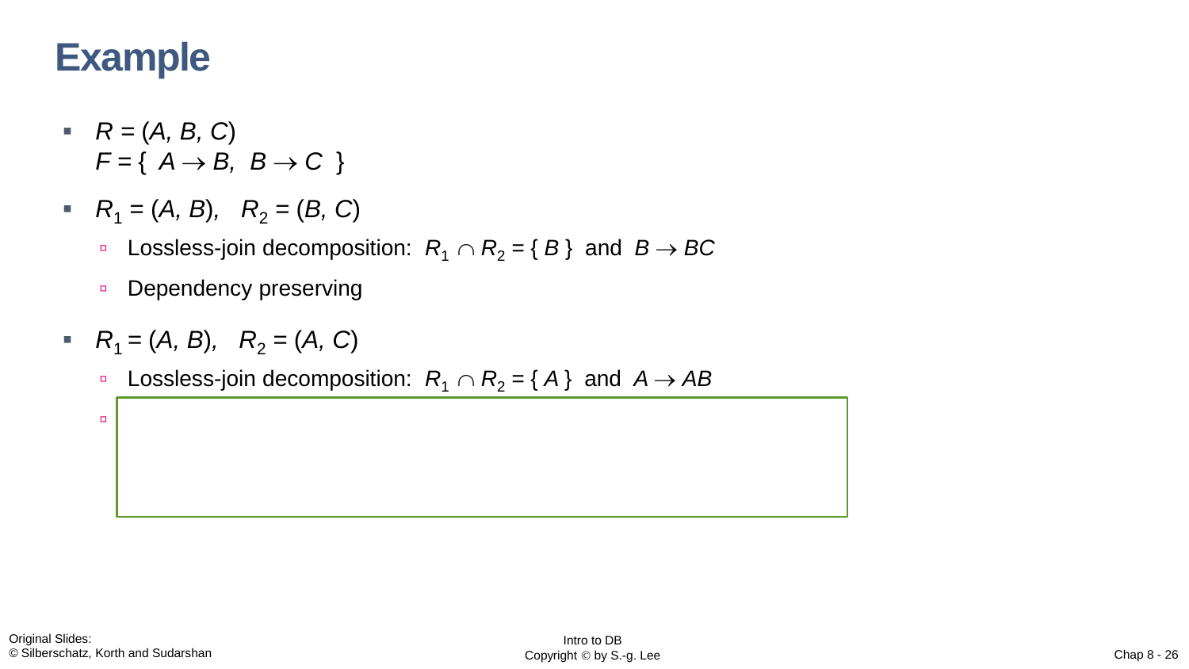# Example

- $R = (A, B, C)$
  $F = \{ A \rightarrow B, B \rightarrow C \}$
- $R_1 = (A, B)$, $R_2 = (B, C)$
  - Lossless-join decomposition: $R_1 \cap R_2 = \{ B \}$ and $B \rightarrow BC$
  - Dependency preserving
- $R_1 = (A, B)$, $R_2 = (A, C)$
  - Lossless-join decomposition: $R_1 \cap R_2 = \{ A \}$ and $A \rightarrow AB$
  -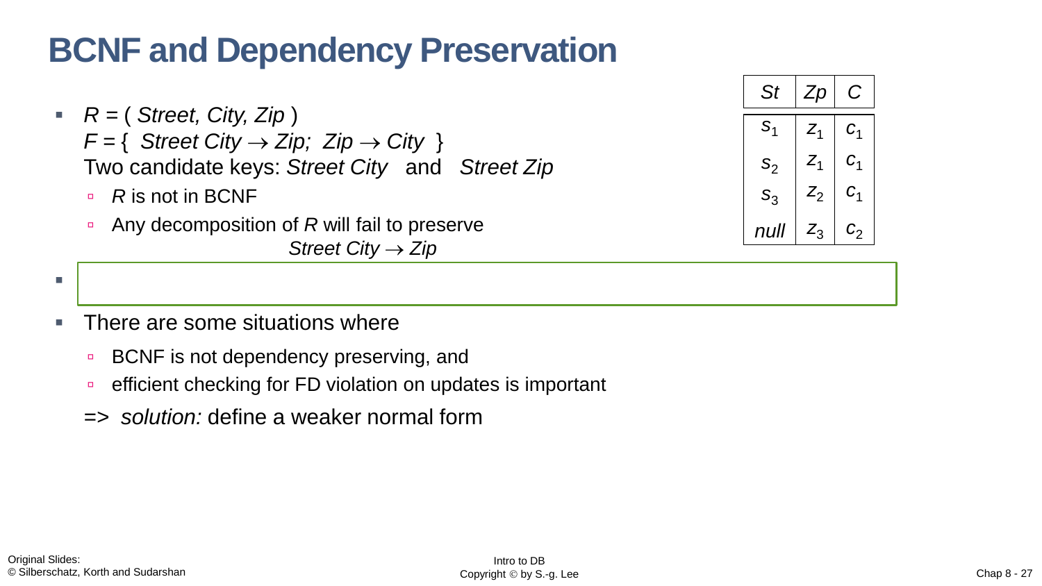# BCNF and Dependency Preservation

- *R* = ( *Street, City, Zip* )
  *F* = { *Street City* → *Zip; Zip* → *City* }
  Two candidate keys: *Street City* and *Street Zip*
  - *R* is not in BCNF
  - Any decomposition of *R* will fail to preserve
    *Street City* → *Zip*

| *St* | *Zp* | *C* |
|---|---|---|
| $s_1$ | $z_1$ | $c_1$ |
| $s_2$ | $z_1$ | $c_1$ |
| $s_3$ | $z_2$ | $c_1$ |
| *null* | $z_3$ | $c_2$ |

- 

- There are some situations where
  - BCNF is not dependency preserving, and
  - efficient checking for FD violation on updates is important

  => *solution:* define a weaker normal form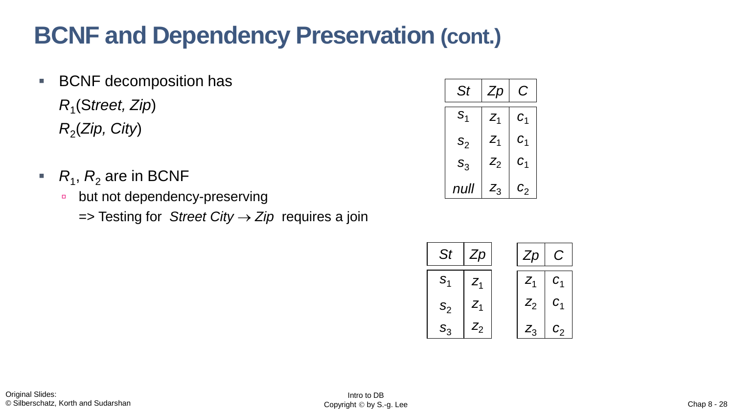# BCNF and Dependency Preservation (cont.)

- BCNF decomposition has
  $R_1$(*Street, Zip*)
  $R_2$(*Zip, City*)

- $R_1$, $R_2$ are in BCNF
  - but not dependency-preserving
    => Testing for *Street City* $\rightarrow$ *Zip* requires a join

| *St* | *Zp* | *C* |
|---|---|---|
| $s_1$ | $z_1$ | $c_1$ |
| $s_2$ | $z_1$ | $c_1$ |
| $s_3$ | $z_2$ | $c_1$ |
| *null* | $z_3$ | $c_2$ |

| *St* | *Zp* |
|---|---|
| $s_1$ | $z_1$ |
| $s_2$ | $z_1$ |
| $s_3$ | $z_2$ |

| *Zp* | *C* |
|---|---|
| $z_1$ | $c_1$ |
| $z_2$ | $c_1$ |
| $z_3$ | $c_2$ |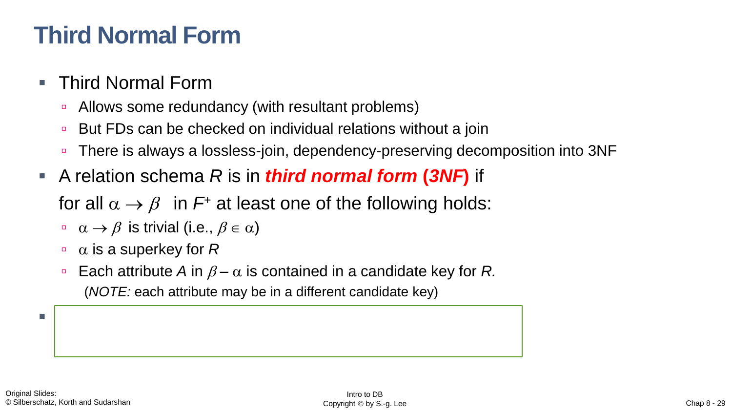# Third Normal Form

- Third Normal Form
  - Allows some redundancy (with resultant problems)
  - But FDs can be checked on individual relations without a join
  - There is always a lossless-join, dependency-preserving decomposition into 3NF
- A relation schema *R* is in ***third normal form* (*3NF*)** if
  for all $\alpha \rightarrow \beta$ in $F^+$ at least one of the following holds:
  - $\alpha \rightarrow \beta$ is trivial (i.e., $\beta \in \alpha$)
  - $\alpha$ is a superkey for *R*
  - Each attribute *A* in $\beta - \alpha$ is contained in a candidate key for *R.*
    (*NOTE:* each attribute may be in a different candidate key)
-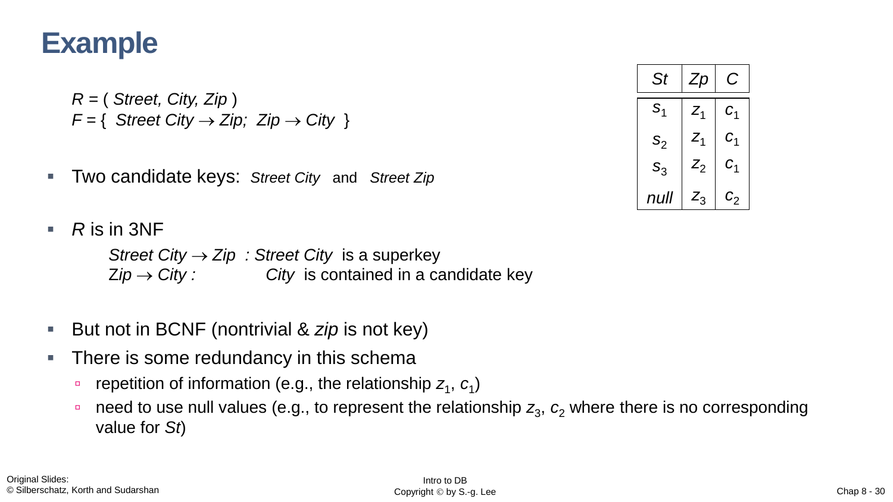# Example

*R* = ( *Street, City, Zip* )
*F* = { *Street City* $\rightarrow$ *Zip; Zip* $\rightarrow$ *City* }

- Two candidate keys: *Street City* and *Street Zip*
- *R* is in 3NF
  - *Street City* $\rightarrow$ *Zip* : *Street City* is a superkey
  - *Zip* $\rightarrow$ *City* : *City* is contained in a candidate key
- But not in BCNF (nontrivial & *zip* is not key)
- There is some redundancy in this schema
  - repetition of information (e.g., the relationship $z_1$, $c_1$)
  - need to use null values (e.g., to represent the relationship $z_3$, $c_2$ where there is no corresponding value for *St*)

| *St* | *Zp* | *C* |
|---|---|---|
| $s_1$ | $z_1$ | $c_1$ |
| $s_2$ | $z_1$ | $c_1$ |
| $s_3$ | $z_2$ | $c_1$ |
| *null* | $z_3$ | $c_2$ |

Original Slides:
© Silberschatz, Korth and Sudarshan

Intro to DB
Copyright © by S.-g. Lee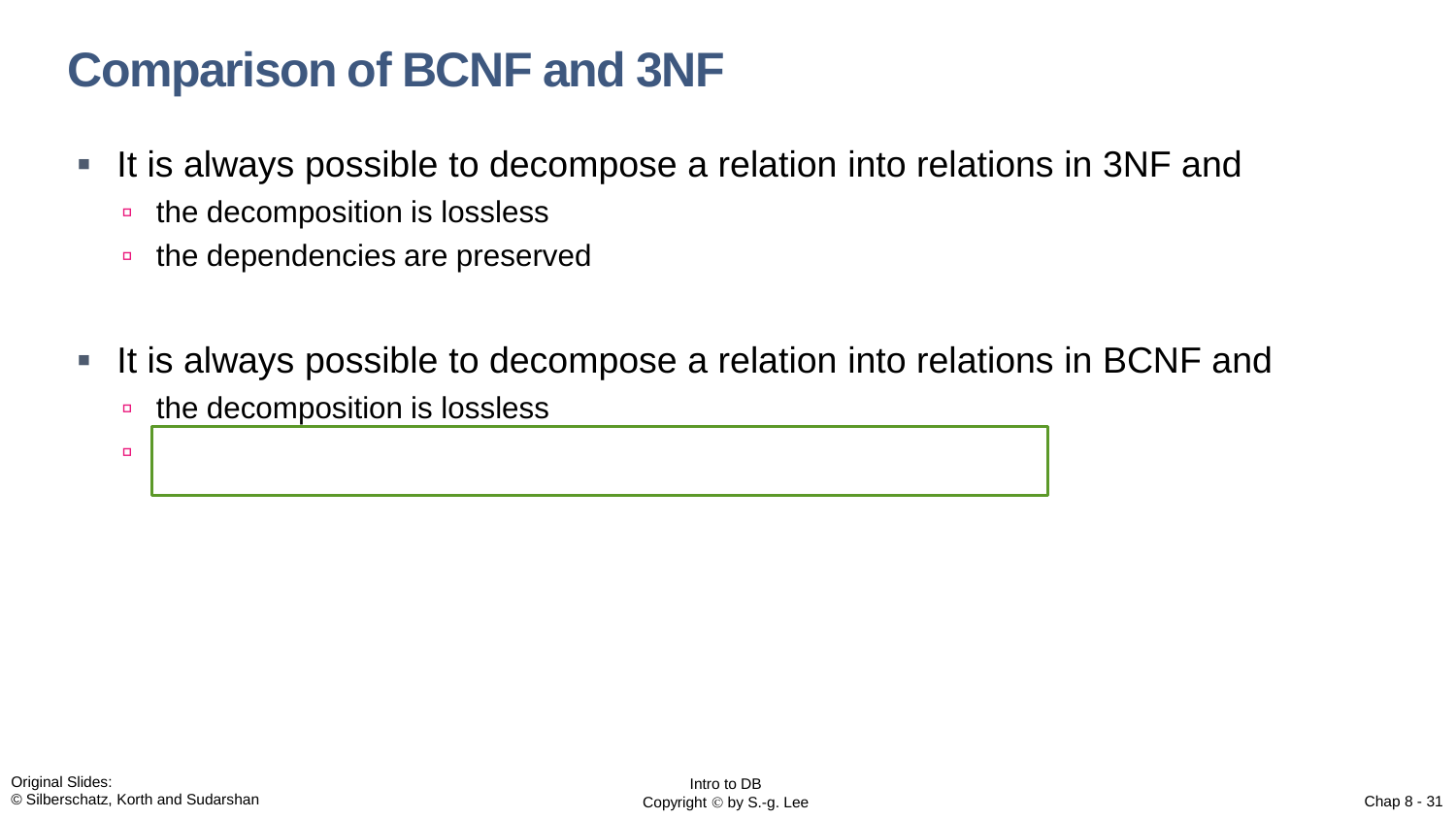# Comparison of BCNF and 3NF

- It is always possible to decompose a relation into relations in 3NF and
  - the decomposition is lossless
  - the dependencies are preserved

- It is always possible to decompose a relation into relations in BCNF and
  - the decomposition is lossless
  -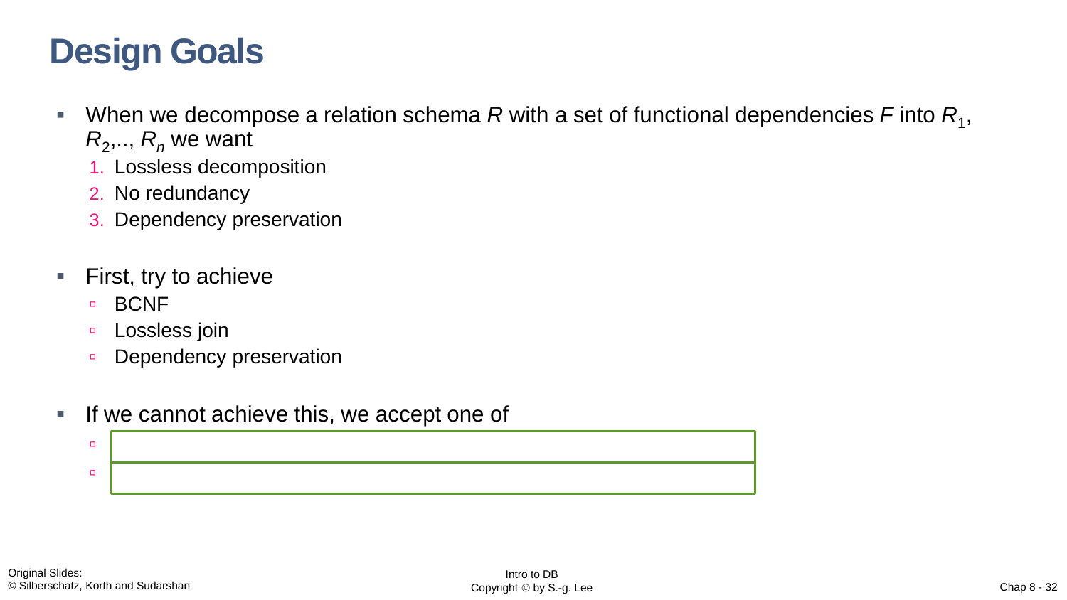# Design Goals

- When we decompose a relation schema $R$ with a set of functional dependencies $F$ into $R_1$, $R_2$,.., $R_n$ we want
  1. Lossless decomposition
  2. No redundancy
  3. Dependency preservation

- First, try to achieve
  - BCNF
  - Lossless join
  - Dependency preservation

- If we cannot achieve this, we accept one of
  -
  -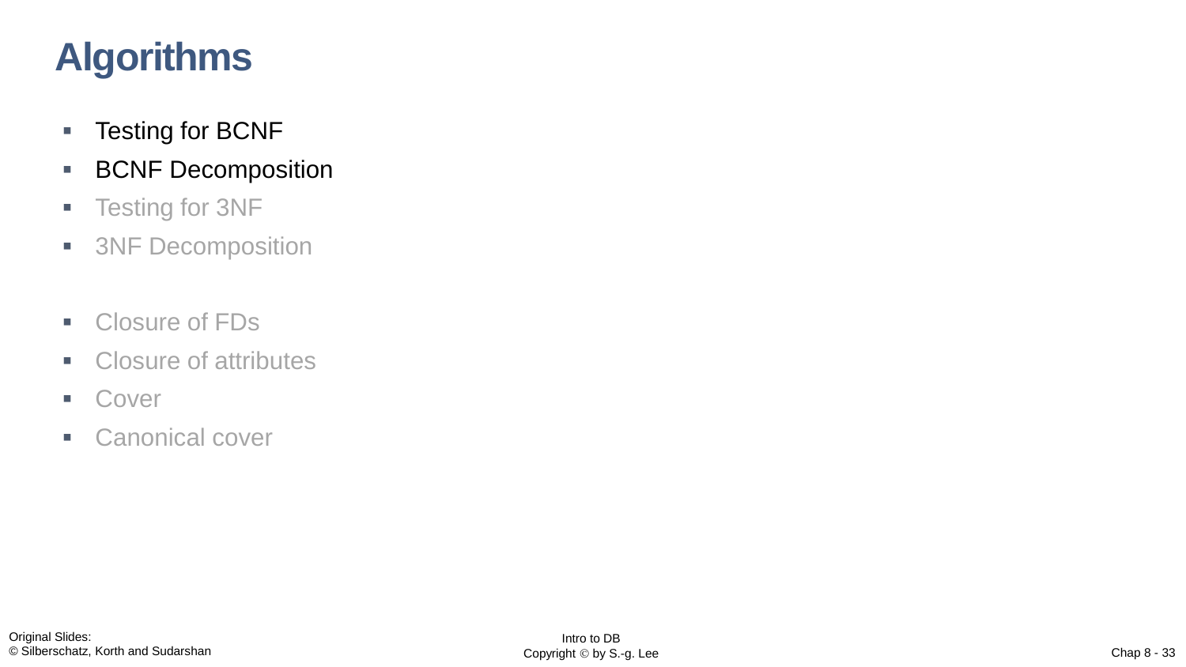# Algorithms

- Testing for BCNF
- BCNF Decomposition
- Testing for 3NF
- 3NF Decomposition

- Closure of FDs
- Closure of attributes
- Cover
- Canonical cover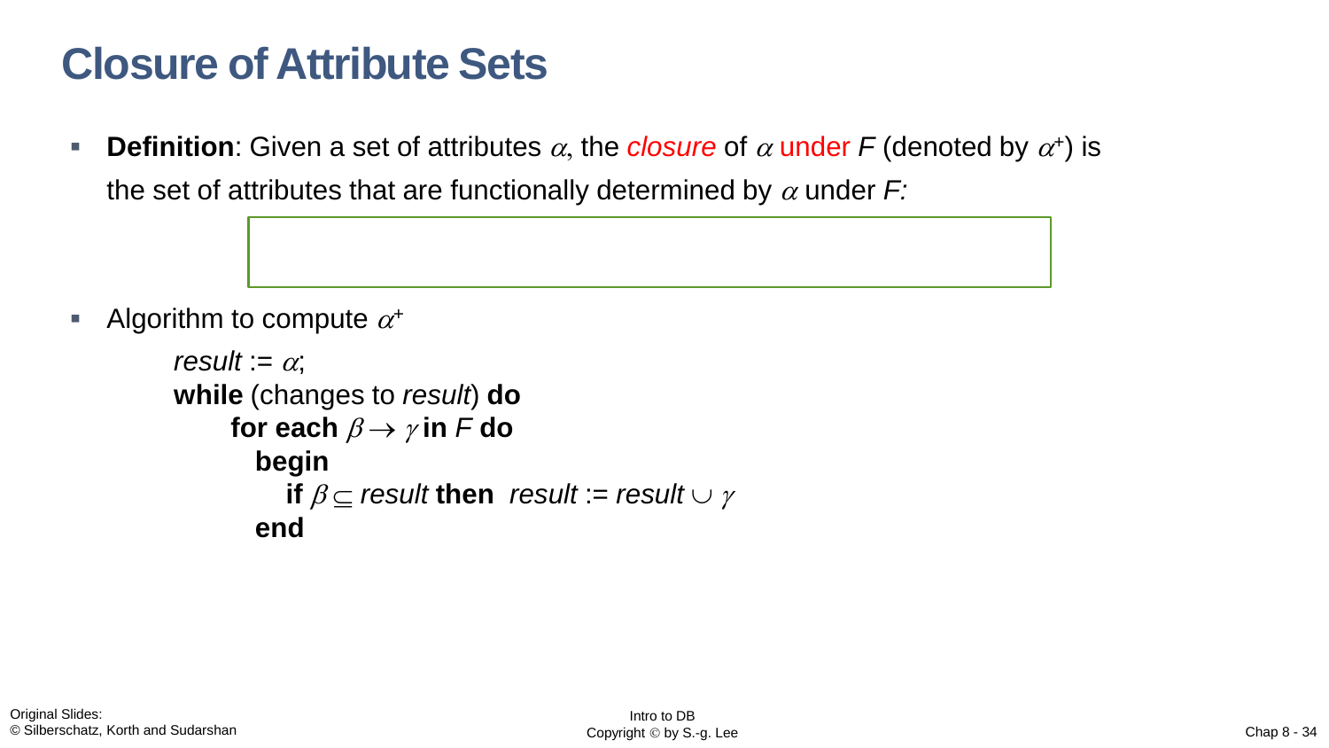# Closure of Attribute Sets

- **Definition**: Given a set of attributes $\alpha$, the *closure* of $\alpha$ under $F$ (denoted by $\alpha^+$) is the set of attributes that are functionally determined by $\alpha$ under *F:*

- Algorithm to compute $\alpha^+$

```
result := α;
while (changes to result) do
    for each β → γ in F do
      begin
        if β ⊆ result then  result := result ∪ γ
      end
```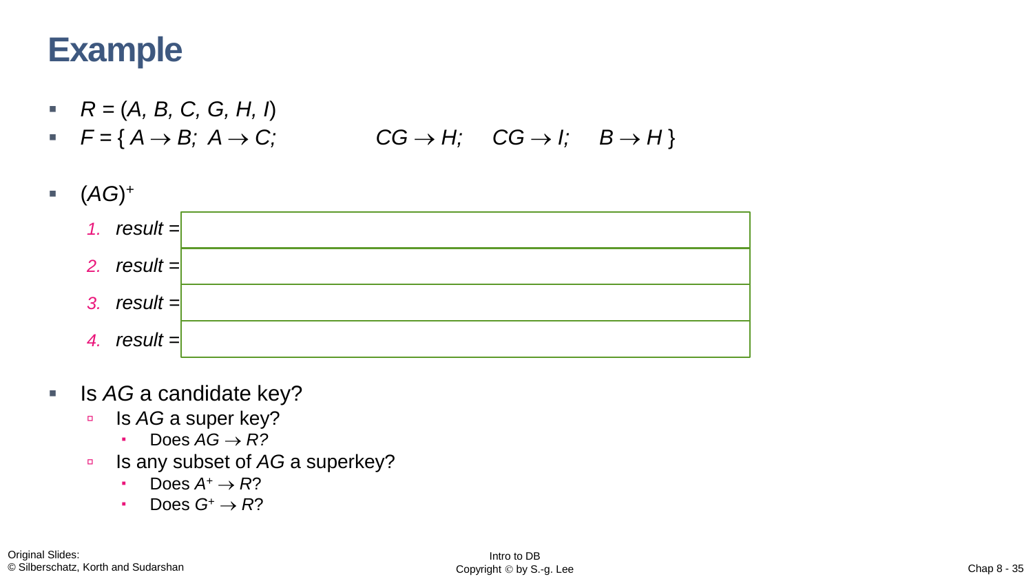# Example

- $R = (A, B, C, G, H, I)$
- $F = \{ A \rightarrow B;\ A \rightarrow C;\quad CG \rightarrow H;\quad CG \rightarrow I;\quad B \rightarrow H \}$

- $(AG)^+$
  1. *result* =
  2. *result* =
  3. *result* =
  4. *result* =

- Is *AG* a candidate key?
  - Is *AG* a super key?
    - Does $AG \rightarrow R$?
  - Is any subset of *AG* a superkey?
    - Does $A^+ \rightarrow R$?
    - Does $G^+ \rightarrow R$?

Original Slides:
© Silberschatz, Korth and Sudarshan

Intro to DB
Copyright © by S.-g. Lee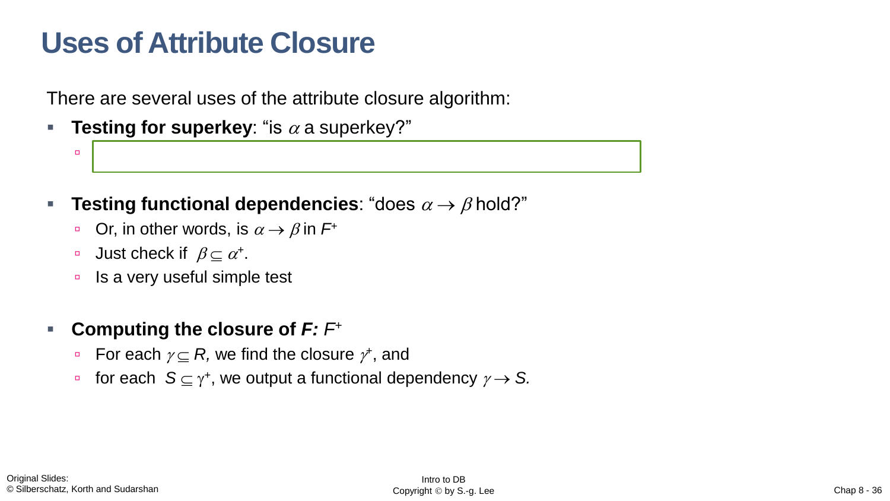# Uses of Attribute Closure

There are several uses of the attribute closure algorithm:

- **Testing for superkey**: "is $\alpha$ a superkey?"
  - 
- **Testing functional dependencies**: "does $\alpha \rightarrow \beta$ hold?"
  - Or, in other words, is $\alpha \rightarrow \beta$ in $F^+$
  - Just check if $\beta \subseteq \alpha^+$.
  - Is a very useful simple test
- **Computing the closure of *F:*** $F^+$
  - For each $\gamma \subseteq R$, we find the closure $\gamma^+$, and
  - for each $S \subseteq \gamma^+$, we output a functional dependency $\gamma \rightarrow S$.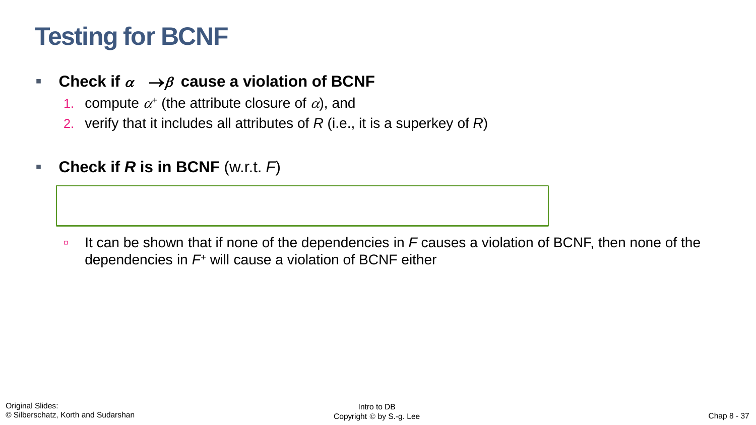# Testing for BCNF

- **Check if $\alpha \rightarrow \beta$ cause a violation of BCNF**
  1. compute $\alpha^+$ (the attribute closure of $\alpha$), and
  2. verify that it includes all attributes of *R* (i.e., it is a superkey of *R*)

- **Check if *R* is in BCNF** (w.r.t. *F*)

  - It can be shown that if none of the dependencies in *F* causes a violation of BCNF, then none of the dependencies in $F^+$ will cause a violation of BCNF either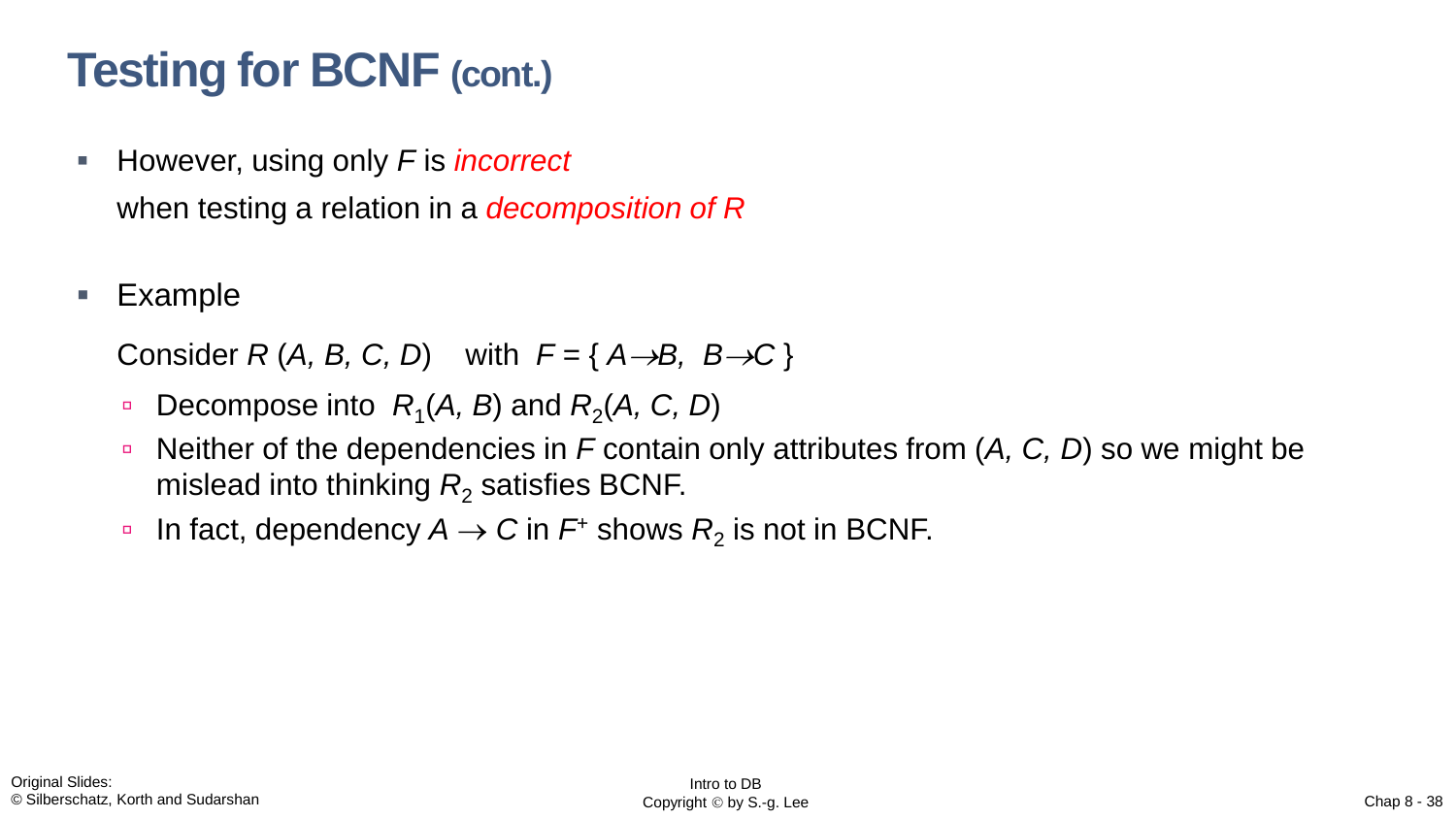# Testing for BCNF (cont.)

- However, using only $F$ is *incorrect* when testing a relation in a *decomposition of R*

- Example

  Consider $R$ ($A, B, C, D$) with $F = \{ A \rightarrow B,\ B \rightarrow C \}$

  - Decompose into $R_1(A, B)$ and $R_2(A, C, D)$
  - Neither of the dependencies in $F$ contain only attributes from ($A, C, D$) so we might be mislead into thinking $R_2$ satisfies BCNF.
  - In fact, dependency $A \rightarrow C$ in $F^+$ shows $R_2$ is not in BCNF.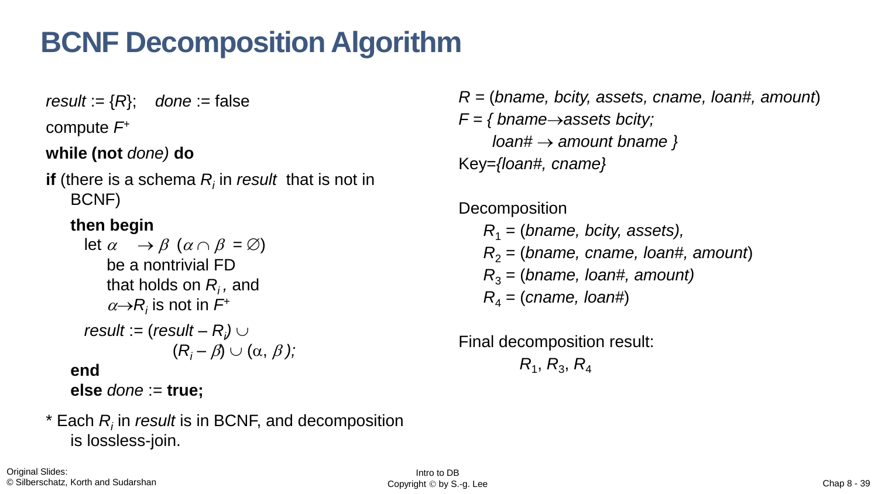# BCNF Decomposition Algorithm

*result* := {*R*}; *done* := false

compute $F^+$

**while (not** *done*) **do**

**if** (there is a schema $R_i$ in *result* that is not in BCNF)

**then begin**

let $\alpha \rightarrow \beta$ ($\alpha \cap \beta = \emptyset$) be a nontrivial FD that holds on $R_i$, and $\alpha \rightarrow R_i$ is not in $F^+$

*result* := (*result* – $R_i$) $\cup$ ($R_i - \beta$) $\cup$ ($\alpha$, $\beta$);

**end**

**else** *done* := **true;**

* Each $R_i$ in *result* is in BCNF, and decomposition is lossless-join.

*R* = (*bname, bcity, assets, cname, loan#, amount*)

*F* = { *bname* $\rightarrow$ *assets bcity*;
*loan#* $\rightarrow$ *amount bname* }

Key={*loan#, cname*}

Decomposition

- $R_1$ = (*bname, bcity, assets*),
- $R_2$ = (*bname, cname, loan#, amount*)
- $R_3$ = (*bname, loan#, amount*)
- $R_4$ = (*cname, loan#*)

Final decomposition result:

$R_1$, $R_3$, $R_4$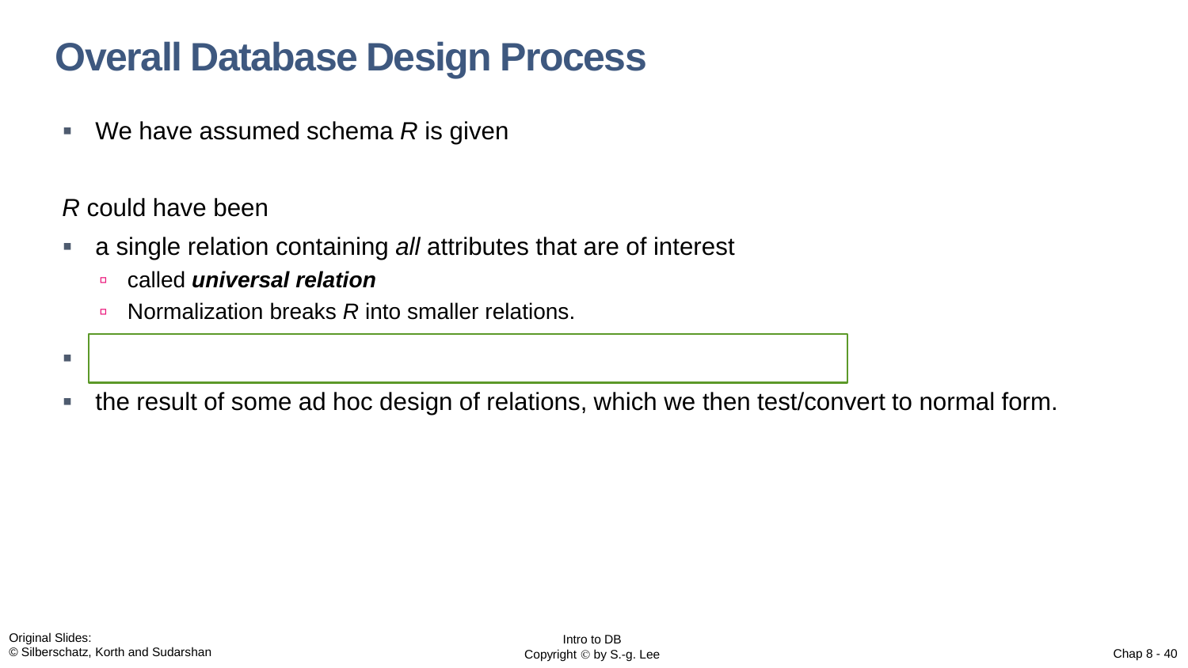# Overall Database Design Process

- We have assumed schema *R* is given

*R* could have been

- a single relation containing *all* attributes that are of interest
  - called ***universal relation***
  - Normalization breaks *R* into smaller relations.
- 
- the result of some ad hoc design of relations, which we then test/convert to normal form.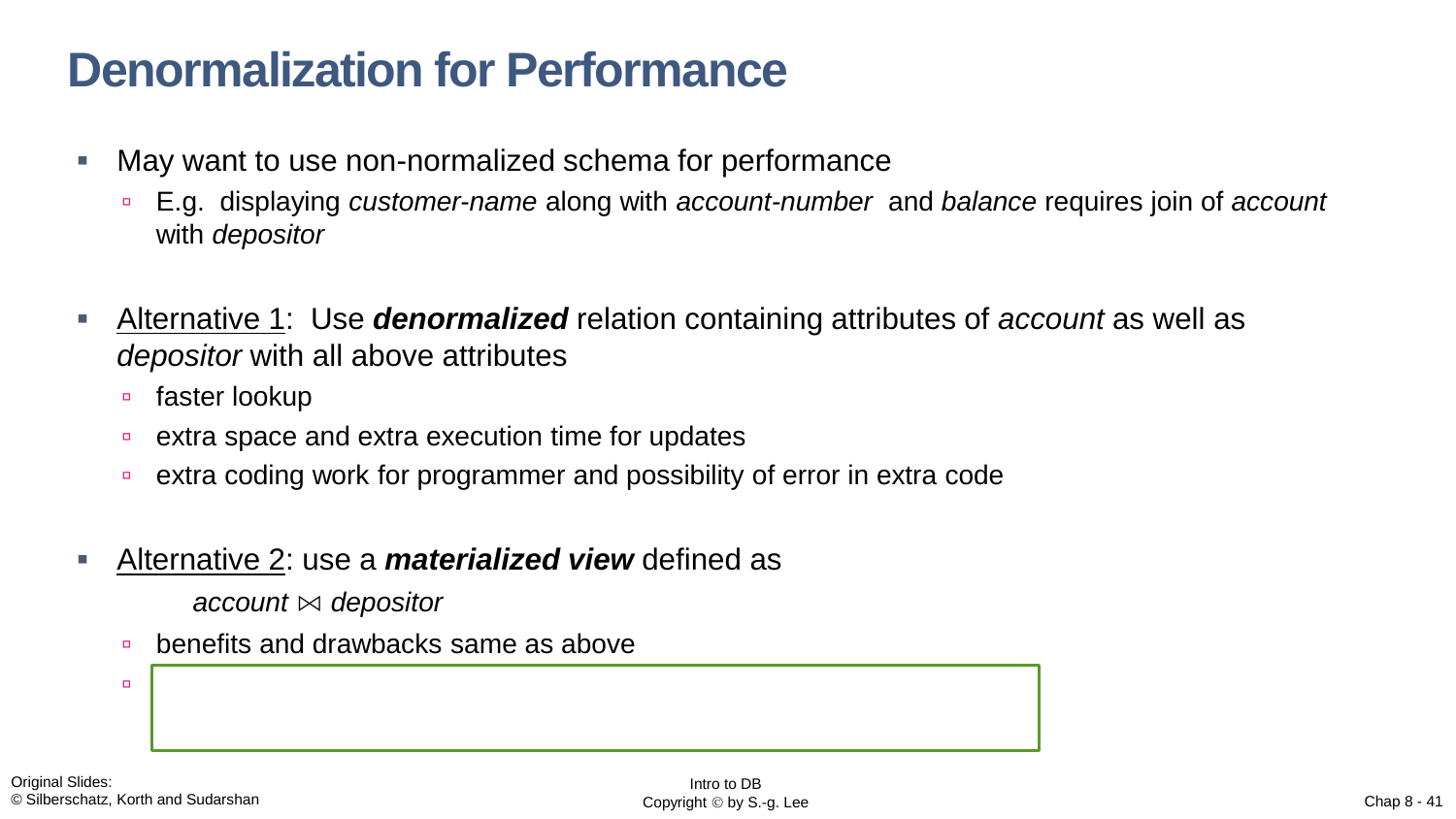# Denormalization for Performance

- May want to use non-normalized schema for performance
  - E.g. displaying *customer-name* along with *account-number* and *balance* requires join of *account* with *depositor*
- Alternative 1: Use ***denormalized*** relation containing attributes of *account* as well as *depositor* with all above attributes
  - faster lookup
  - extra space and extra execution time for updates
  - extra coding work for programmer and possibility of error in extra code
- Alternative 2: use a ***materialized view*** defined as

  *account* $\bowtie$ *depositor*

  - benefits and drawbacks same as above
  -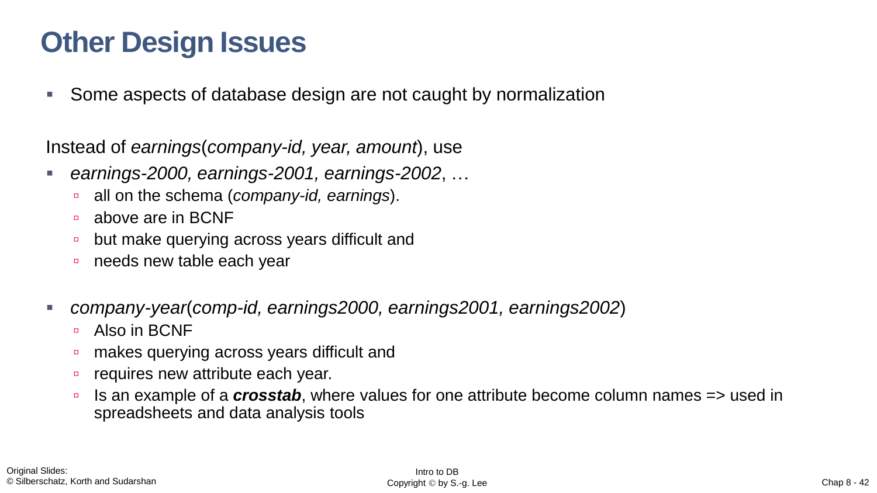# Other Design Issues

- Some aspects of database design are not caught by normalization

Instead of *earnings*(*company-id, year, amount*), use

- *earnings-2000, earnings-2001, earnings-2002*, …
  - all on the schema (*company-id, earnings*).
  - above are in BCNF
  - but make querying across years difficult and
  - needs new table each year

- *company-year*(*comp-id, earnings2000, earnings2001, earnings2002*)
  - Also in BCNF
  - makes querying across years difficult and
  - requires new attribute each year.
  - Is an example of a ***crosstab***, where values for one attribute become column names => used in spreadsheets and data analysis tools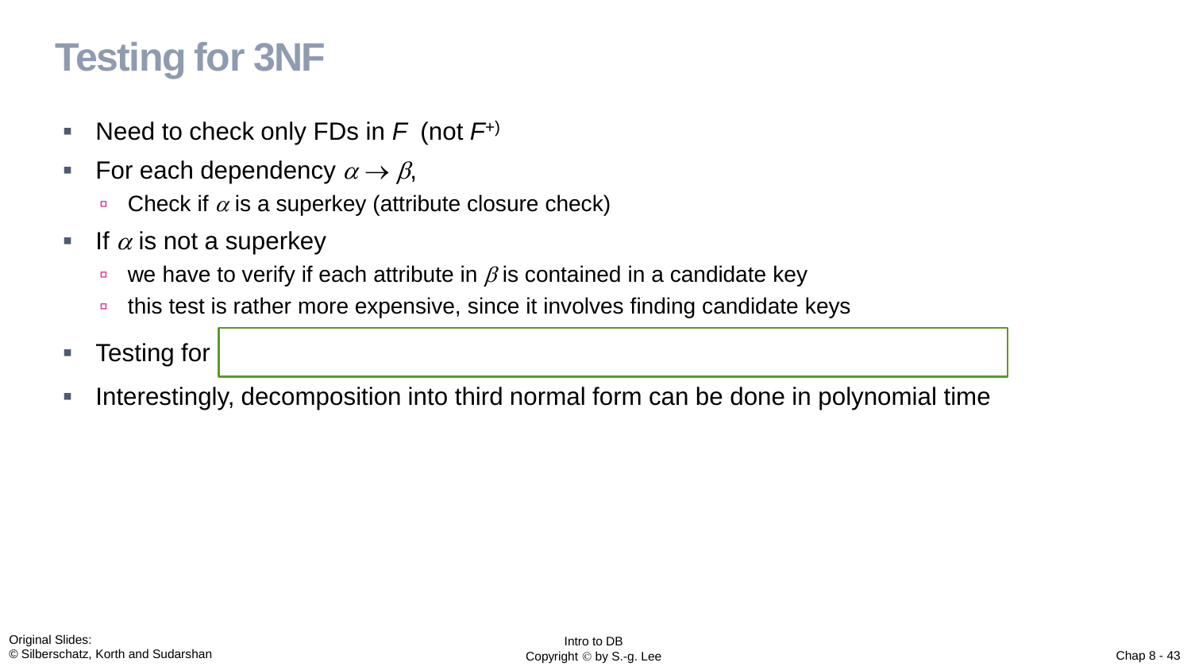# Testing for 3NF

- Need to check only FDs in $F$ (not $F^+$)
- For each dependency $\alpha \rightarrow \beta$,
  - Check if $\alpha$ is a superkey (attribute closure check)
- If $\alpha$ is not a superkey
  - we have to verify if each attribute in $\beta$ is contained in a candidate key
  - this test is rather more expensive, since it involves finding candidate keys
- Testing for
- Interestingly, decomposition into third normal form can be done in polynomial time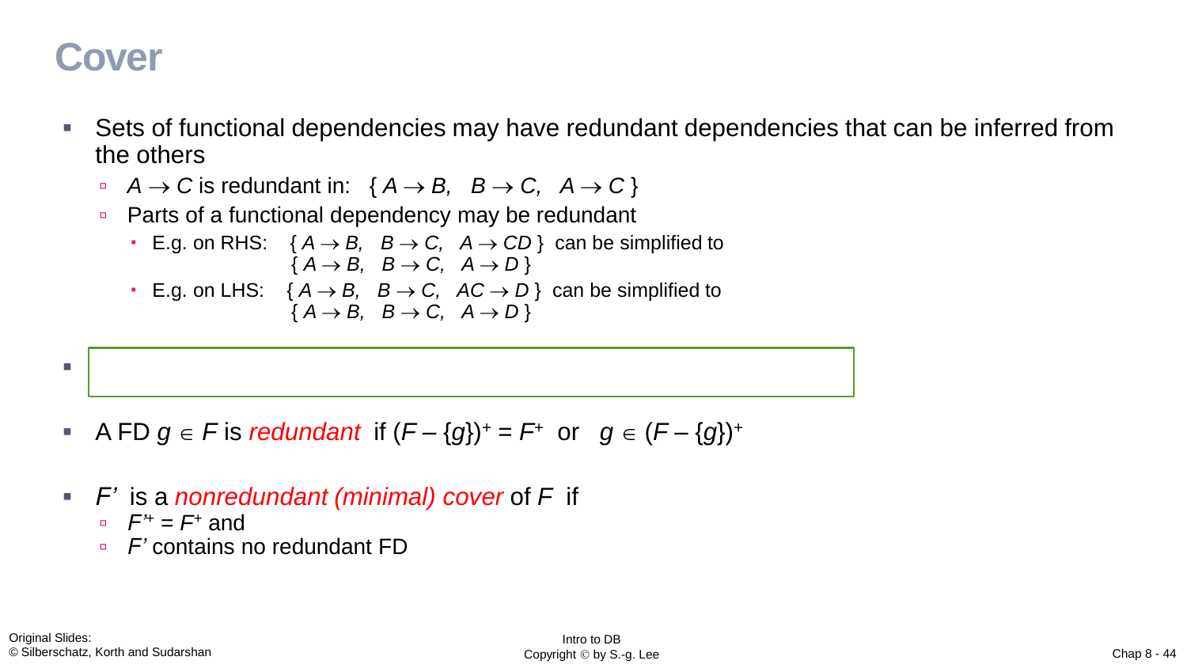# Cover

- Sets of functional dependencies may have redundant dependencies that can be inferred from the others
  - $A \rightarrow C$ is redundant in: $\{ A \rightarrow B, \;\; B \rightarrow C, \;\; A \rightarrow C \}$
  - Parts of a functional dependency may be redundant
    - E.g. on RHS: $\{ A \rightarrow B, \;\; B \rightarrow C, \;\; A \rightarrow CD \}$ can be simplified to $\{ A \rightarrow B, \;\; B \rightarrow C, \;\; A \rightarrow D \}$
    - E.g. on LHS: $\{ A \rightarrow B, \;\; B \rightarrow C, \;\; AC \rightarrow D \}$ can be simplified to $\{ A \rightarrow B, \;\; B \rightarrow C, \;\; A \rightarrow D \}$

- 

- A FD $g \in F$ is *redundant* if $(F - \{g\})^+ = F^+$ or $g \in (F - \{g\})^+$

- $F'$ is a *nonredundant (minimal) cover* of $F$ if
  - $F'^+ = F^+$ and
  - $F'$ contains no redundant FD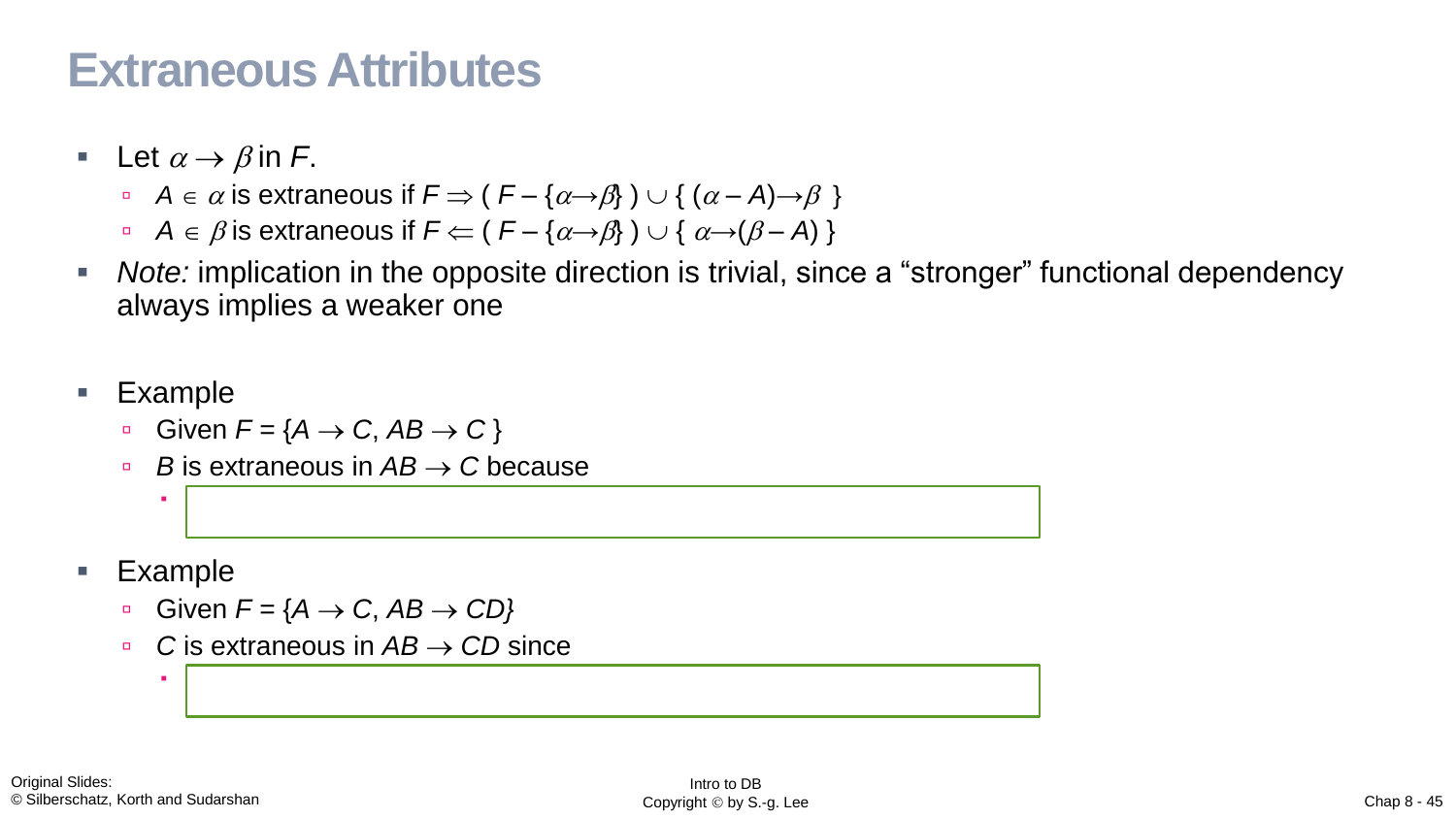# Extraneous Attributes

- Let $\alpha \rightarrow \beta$ in $F$.
  - $A \in \alpha$ is extraneous if $F \Rightarrow ( F - \{\alpha \rightarrow \beta\} ) \cup \{ (\alpha - A) \rightarrow \beta \}$
  - $A \in \beta$ is extraneous if $F \Leftarrow ( F - \{\alpha \rightarrow \beta\} ) \cup \{ \alpha \rightarrow (\beta - A) \}$
- *Note:* implication in the opposite direction is trivial, since a "stronger" functional dependency always implies a weaker one
- Example
  - Given $F = \{A \rightarrow C, AB \rightarrow C \}$
  - $B$ is extraneous in $AB \rightarrow C$ because
    -
- Example
  - Given $F = \{A \rightarrow C, AB \rightarrow CD\}$
  - $C$ is extraneous in $AB \rightarrow CD$ since
    -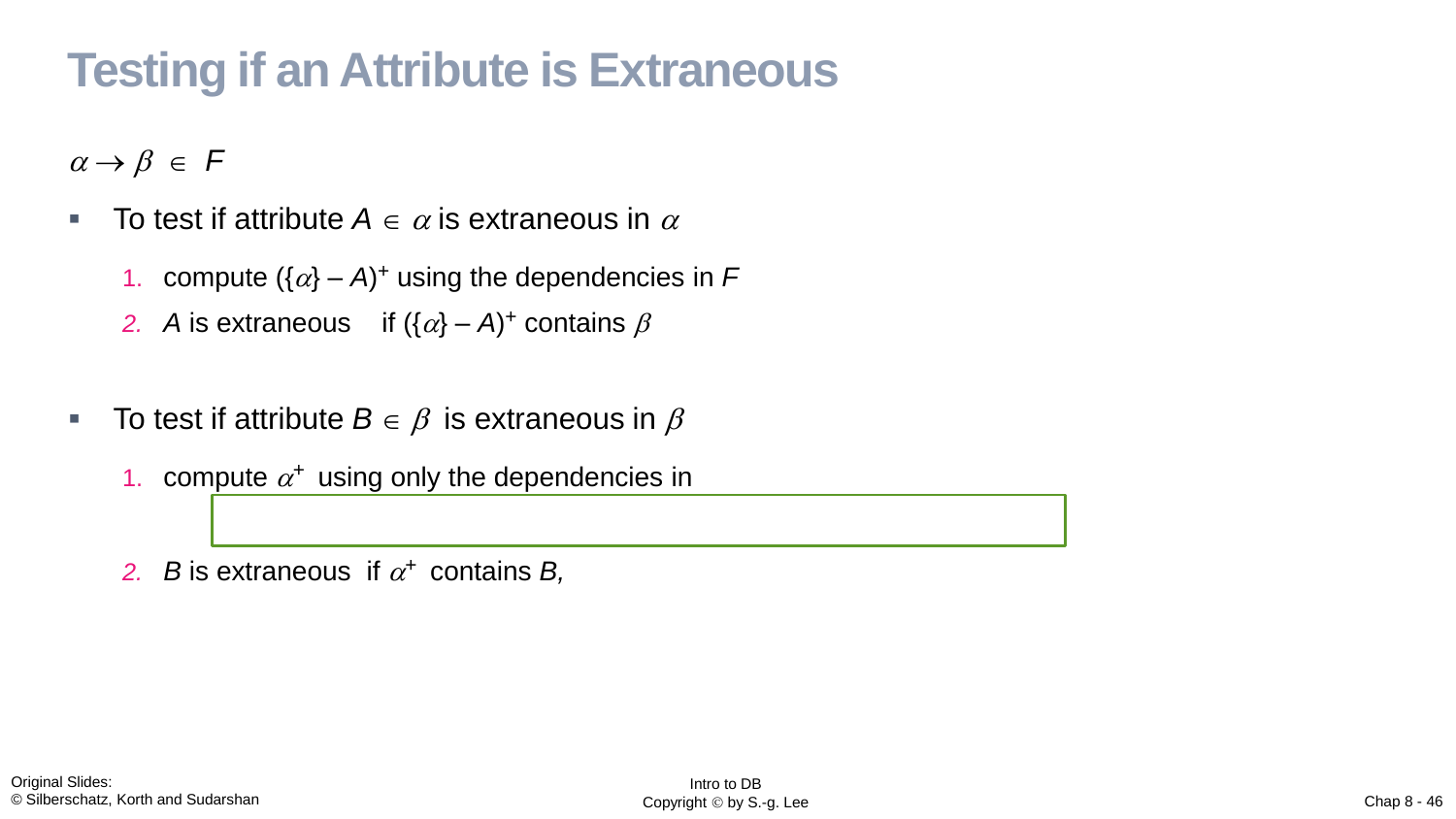# Testing if an Attribute is Extraneous

$\alpha \rightarrow \beta \in F$

- To test if attribute $A \in \alpha$ is extraneous in $\alpha$
  1. compute $(\{\alpha\} - A)^+$ using the dependencies in $F$
  2. $A$ is extraneous if $(\{\alpha\} - A)^+$ contains $\beta$

- To test if attribute $B \in \beta$ is extraneous in $\beta$
  1. compute $\alpha^+$ using only the dependencies in
  2. $B$ is extraneous if $\alpha^+$ contains $B$,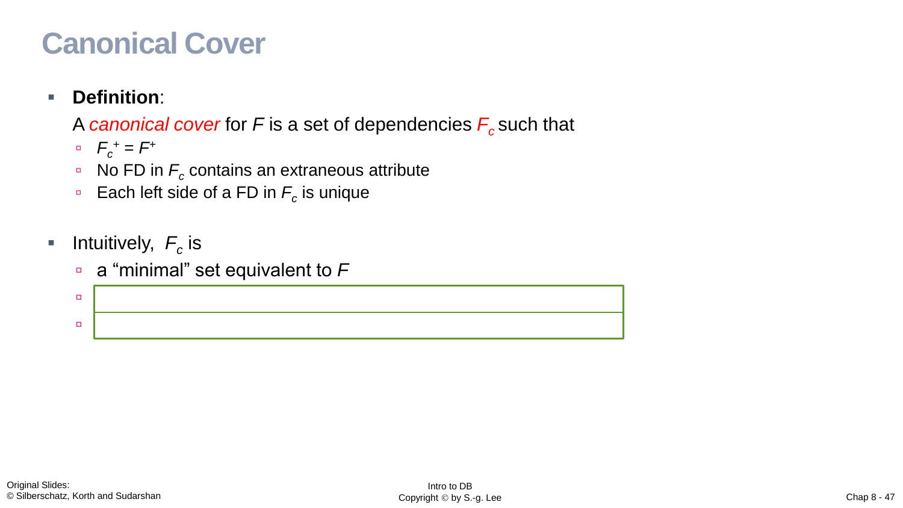# Canonical Cover

- **Definition**:

  A *canonical cover* for $F$ is a set of dependencies $F_c$ such that
  - $F_c^+ = F^+$
  - No FD in $F_c$ contains an extraneous attribute
  - Each left side of a FD in $F_c$ is unique

- Intuitively, $F_c$ is
  - a "minimal" set equivalent to $F$
  -
  -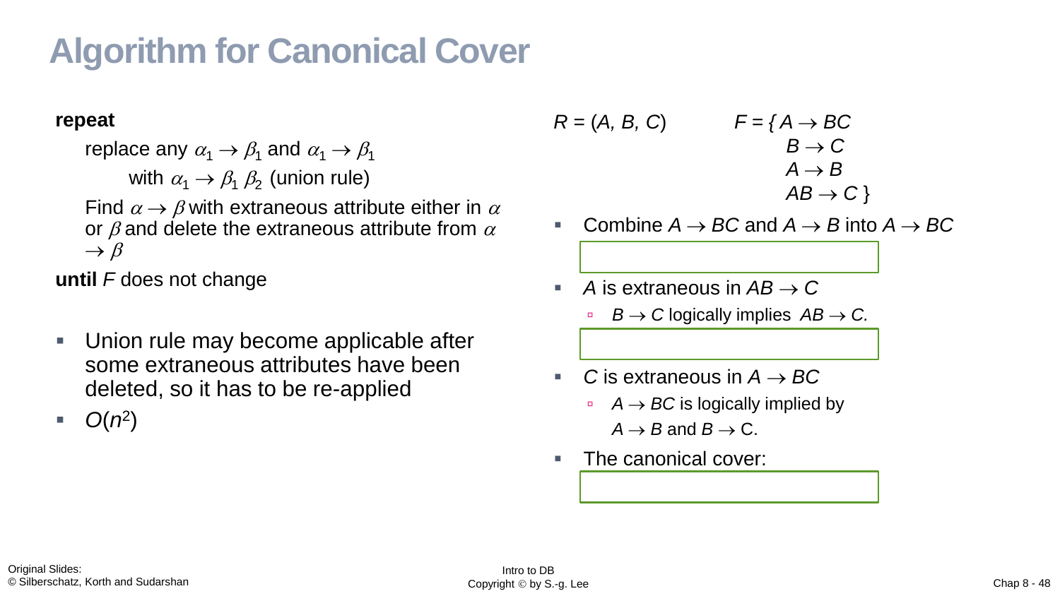# Algorithm for Canonical Cover

**repeat**

replace any $\alpha_1 \rightarrow \beta_1$ and $\alpha_1 \rightarrow \beta_1$

with $\alpha_1 \rightarrow \beta_1 \beta_2$ (union rule)

Find $\alpha \rightarrow \beta$ with extraneous attribute either in $\alpha$ or $\beta$ and delete the extraneous attribute from $\alpha \rightarrow \beta$

**until** *F* does not change

- Union rule may become applicable after some extraneous attributes have been deleted, so it has to be re-applied
- $O(n^2)$

$R = (A, B, C)$

$F = \{ A \rightarrow BC$
$B \rightarrow C$
$A \rightarrow B$
$AB \rightarrow C \}$

- Combine $A \rightarrow BC$ and $A \rightarrow B$ into $A \rightarrow BC$
- $A$ is extraneous in $AB \rightarrow C$
  - $B \rightarrow C$ logically implies $AB \rightarrow C$.
- $C$ is extraneous in $A \rightarrow BC$
  - $A \rightarrow BC$ is logically implied by $A \rightarrow B$ and $B \rightarrow$ C.
- The canonical cover: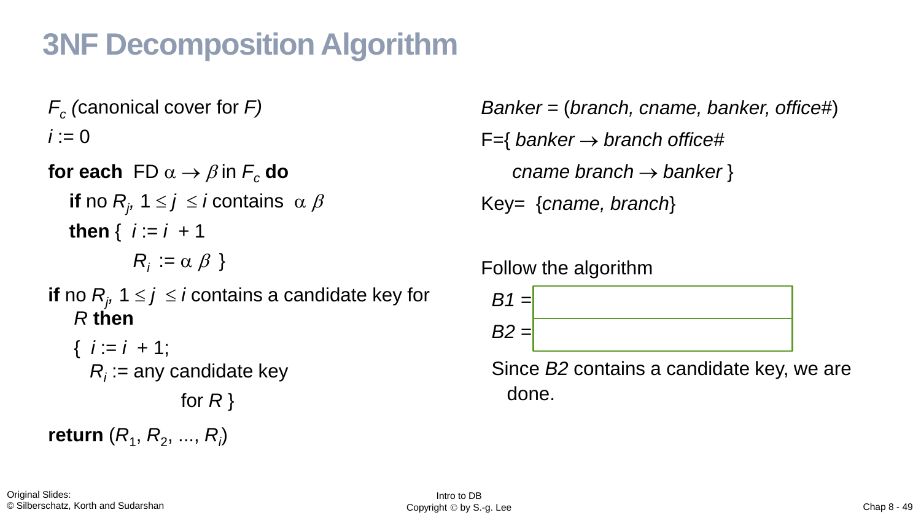# 3NF Decomposition Algorithm

$F_c$ (canonical cover for $F$)

$i := 0$

**for each** FD $\alpha \rightarrow \beta$ in $F_c$ **do**

**if** no $R_j$, $1 \leq j \leq i$ contains $\alpha\,\beta$

**then** { $i := i + 1$

$R_i := \alpha\,\beta$ }

**if** no $R_j$, $1 \leq j \leq i$ contains a candidate key for $R$ **then**

{ $i := i + 1$;

$R_i :=$ any candidate key for $R$ }

**return** $(R_1, R_2, ..., R_i)$

*Banker* = (*branch, cname, banker, office#*)

F={ *banker* → *branch office#*

*cname branch* → *banker* }

Key= {*cname, branch*}

Follow the algorithm

*B1* =

*B2* =

Since *B2* contains a candidate key, we are done.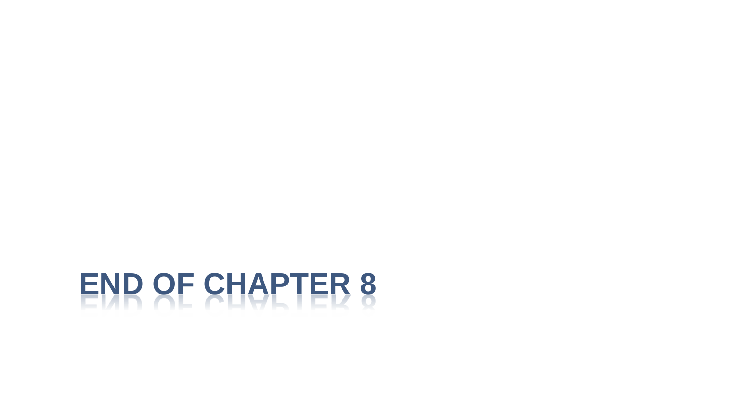# END OF CHAPTER 8